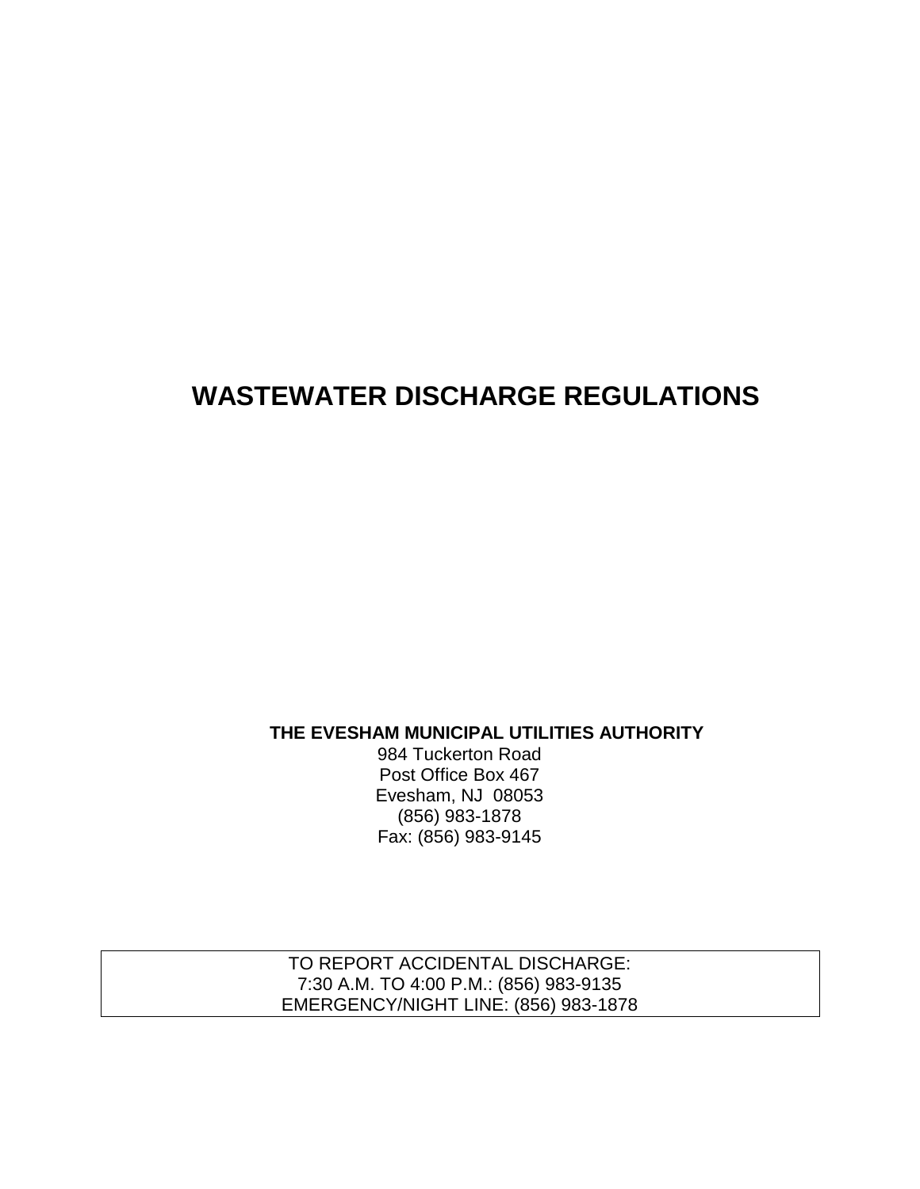# WASTEWATER DISCHARGE REGULATIONS

**THE EVESHAM MUNICIPAL UTILITIES AUTHORITY**
984 Tuckerton Road
Post Office Box 467
Evesham, NJ 08053
(856) 983-1878
Fax: (856) 983-9145

TO REPORT ACCIDENTAL DISCHARGE:
7:30 A.M. TO 4:00 P.M.: (856) 983-9135
EMERGENCY/NIGHT LINE: (856) 983-1878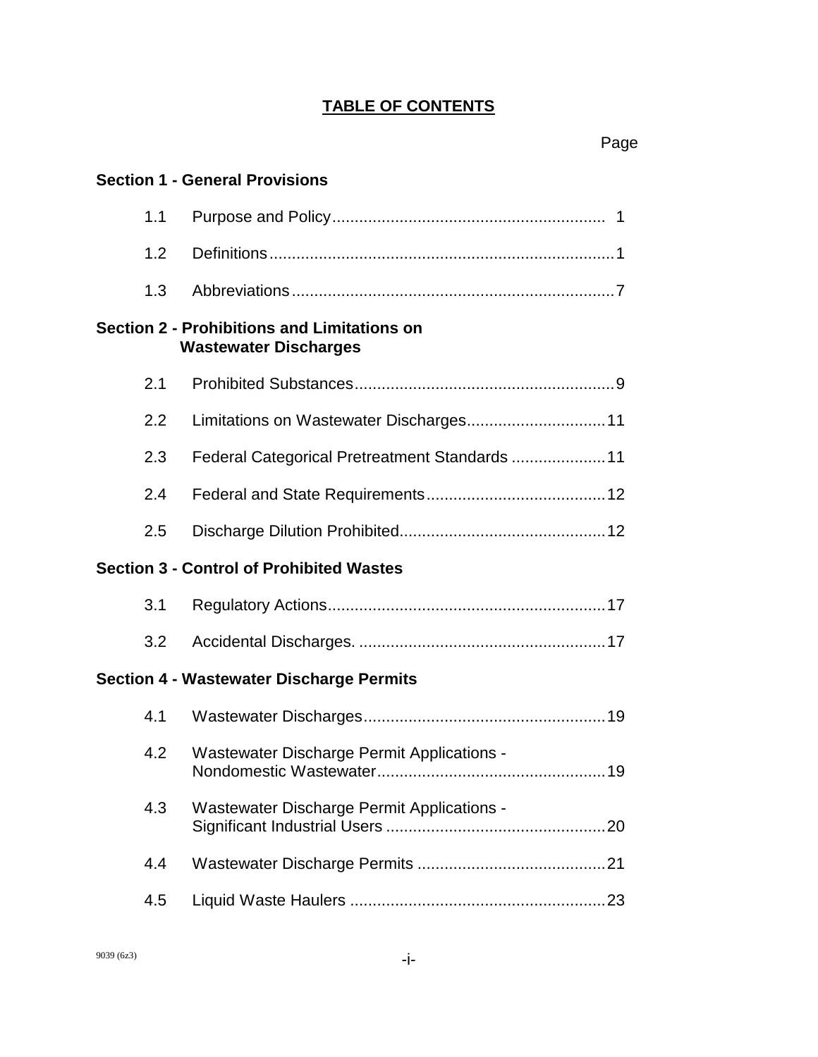## TABLE OF CONTENTS

| | | Page |
|---|---|---|
| **Section 1 - General Provisions** | | |
| 1.1 | Purpose and Policy | 1 |
| 1.2 | Definitions | 1 |
| 1.3 | Abbreviations | 7 |
| **Section 2 - Prohibitions and Limitations on Wastewater Discharges** | | |
| 2.1 | Prohibited Substances | 9 |
| 2.2 | Limitations on Wastewater Discharges | 11 |
| 2.3 | Federal Categorical Pretreatment Standards | 11 |
| 2.4 | Federal and State Requirements | 12 |
| 2.5 | Discharge Dilution Prohibited | 12 |
| **Section 3 - Control of Prohibited Wastes** | | |
| 3.1 | Regulatory Actions | 17 |
| 3.2 | Accidental Discharges. | 17 |
| **Section 4 - Wastewater Discharge Permits** | | |
| 4.1 | Wastewater Discharges | 19 |
| 4.2 | Wastewater Discharge Permit Applications - Nondomestic Wastewater | 19 |
| 4.3 | Wastewater Discharge Permit Applications - Significant Industrial Users | 20 |
| 4.4 | Wastewater Discharge Permits | 21 |
| 4.5 | Liquid Waste Haulers | 23 |

9039 (6z3)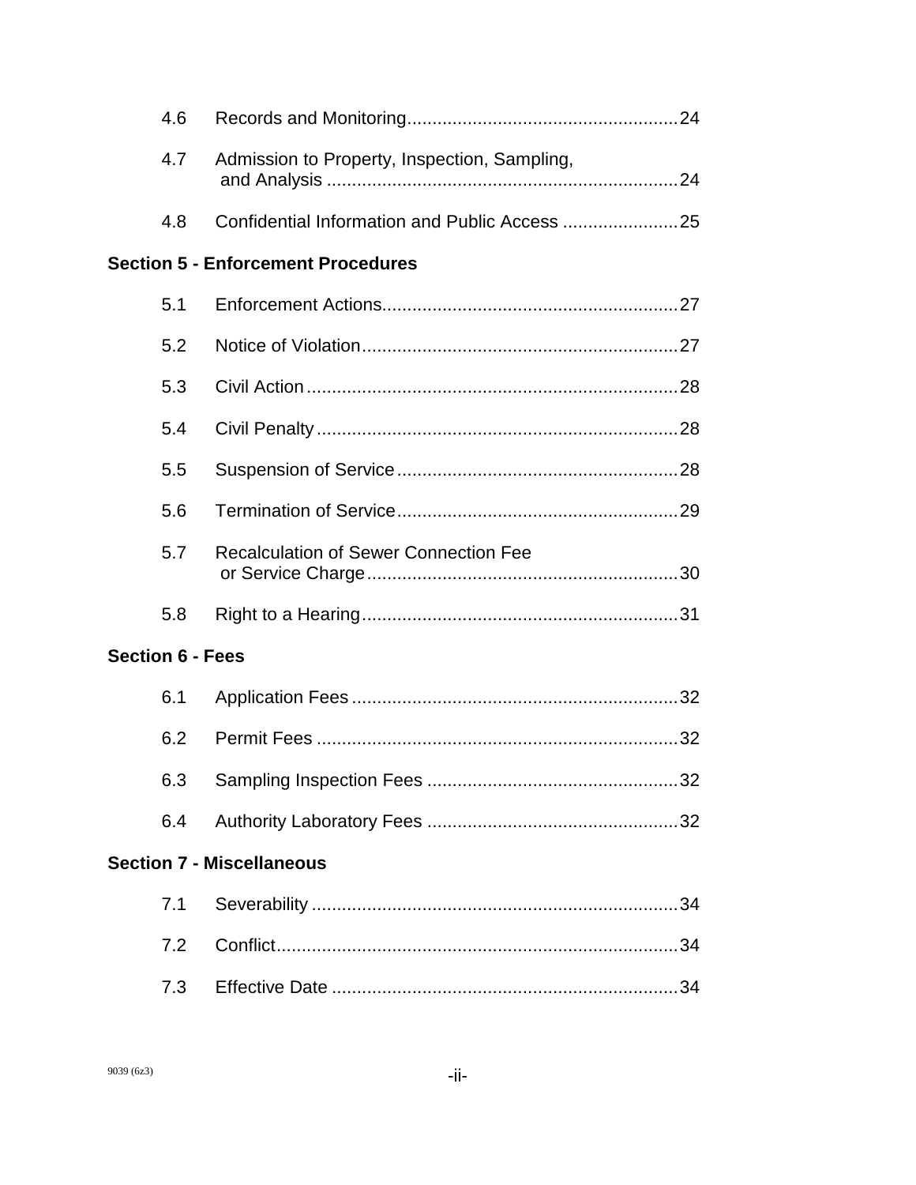| | | |
|---|---|---|
| 4.6 | Records and Monitoring | 24 |
| 4.7 | Admission to Property, Inspection, Sampling, and Analysis | 24 |
| 4.8 | Confidential Information and Public Access | 25 |

**Section 5 - Enforcement Procedures**

| | | |
|---|---|---|
| 5.1 | Enforcement Actions | 27 |
| 5.2 | Notice of Violation | 27 |
| 5.3 | Civil Action | 28 |
| 5.4 | Civil Penalty | 28 |
| 5.5 | Suspension of Service | 28 |
| 5.6 | Termination of Service | 29 |
| 5.7 | Recalculation of Sewer Connection Fee or Service Charge | 30 |
| 5.8 | Right to a Hearing | 31 |

**Section 6 - Fees**

| | | |
|---|---|---|
| 6.1 | Application Fees | 32 |
| 6.2 | Permit Fees | 32 |
| 6.3 | Sampling Inspection Fees | 32 |
| 6.4 | Authority Laboratory Fees | 32 |

**Section 7 - Miscellaneous**

| | | |
|---|---|---|
| 7.1 | Severability | 34 |
| 7.2 | Conflict | 34 |
| 7.3 | Effective Date | 34 |

9039 (6z3)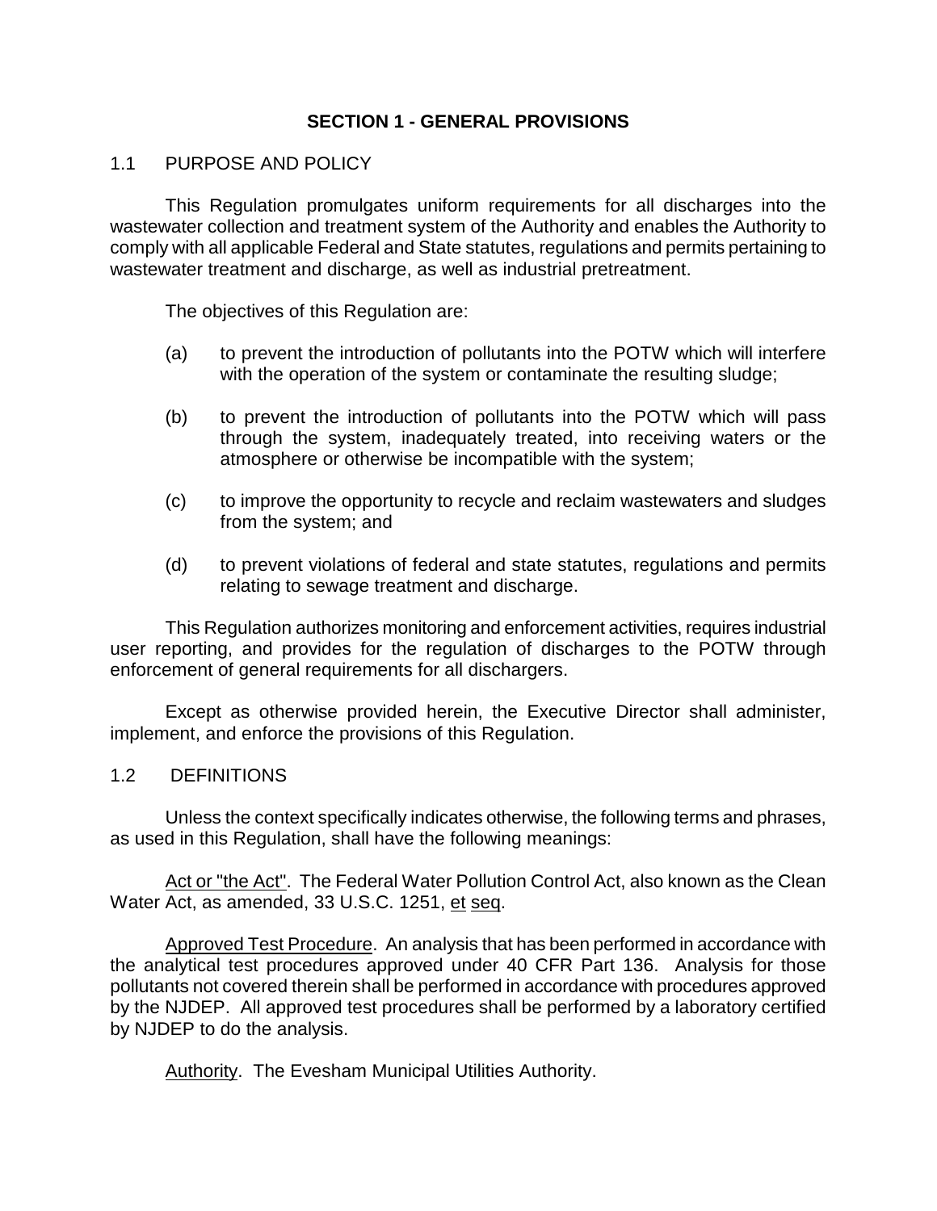# SECTION 1 - GENERAL PROVISIONS

## 1.1 PURPOSE AND POLICY

This Regulation promulgates uniform requirements for all discharges into the wastewater collection and treatment system of the Authority and enables the Authority to comply with all applicable Federal and State statutes, regulations and permits pertaining to wastewater treatment and discharge, as well as industrial pretreatment.

The objectives of this Regulation are:

(a) to prevent the introduction of pollutants into the POTW which will interfere with the operation of the system or contaminate the resulting sludge;

(b) to prevent the introduction of pollutants into the POTW which will pass through the system, inadequately treated, into receiving waters or the atmosphere or otherwise be incompatible with the system;

(c) to improve the opportunity to recycle and reclaim wastewaters and sludges from the system; and

(d) to prevent violations of federal and state statutes, regulations and permits relating to sewage treatment and discharge.

This Regulation authorizes monitoring and enforcement activities, requires industrial user reporting, and provides for the regulation of discharges to the POTW through enforcement of general requirements for all dischargers.

Except as otherwise provided herein, the Executive Director shall administer, implement, and enforce the provisions of this Regulation.

## 1.2 DEFINITIONS

Unless the context specifically indicates otherwise, the following terms and phrases, as used in this Regulation, shall have the following meanings:

Act or "the Act". The Federal Water Pollution Control Act, also known as the Clean Water Act, as amended, 33 U.S.C. 1251, et seq.

Approved Test Procedure. An analysis that has been performed in accordance with the analytical test procedures approved under 40 CFR Part 136. Analysis for those pollutants not covered therein shall be performed in accordance with procedures approved by the NJDEP. All approved test procedures shall be performed by a laboratory certified by NJDEP to do the analysis.

Authority. The Evesham Municipal Utilities Authority.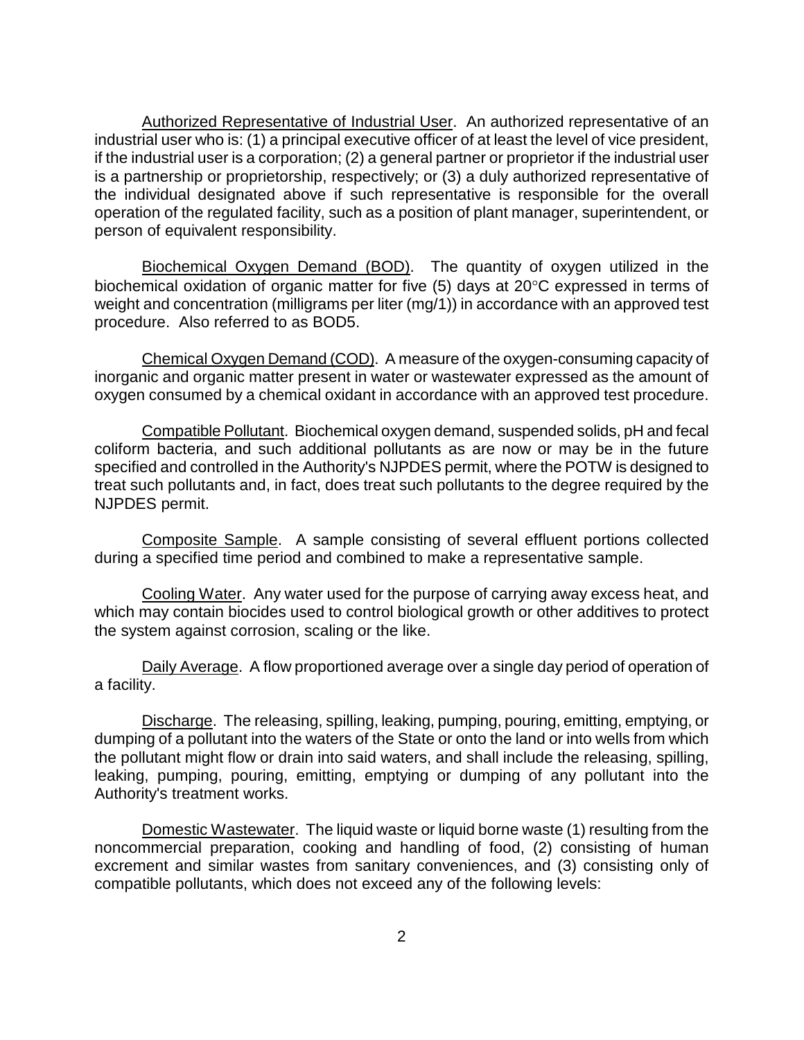Authorized Representative of Industrial User. An authorized representative of an industrial user who is: (1) a principal executive officer of at least the level of vice president, if the industrial user is a corporation; (2) a general partner or proprietor if the industrial user is a partnership or proprietorship, respectively; or (3) a duly authorized representative of the individual designated above if such representative is responsible for the overall operation of the regulated facility, such as a position of plant manager, superintendent, or person of equivalent responsibility.

Biochemical Oxygen Demand (BOD). The quantity of oxygen utilized in the biochemical oxidation of organic matter for five (5) days at 20°C expressed in terms of weight and concentration (milligrams per liter (mg/1)) in accordance with an approved test procedure. Also referred to as BOD5.

Chemical Oxygen Demand (COD). A measure of the oxygen-consuming capacity of inorganic and organic matter present in water or wastewater expressed as the amount of oxygen consumed by a chemical oxidant in accordance with an approved test procedure.

Compatible Pollutant. Biochemical oxygen demand, suspended solids, pH and fecal coliform bacteria, and such additional pollutants as are now or may be in the future specified and controlled in the Authority's NJPDES permit, where the POTW is designed to treat such pollutants and, in fact, does treat such pollutants to the degree required by the NJPDES permit.

Composite Sample. A sample consisting of several effluent portions collected during a specified time period and combined to make a representative sample.

Cooling Water. Any water used for the purpose of carrying away excess heat, and which may contain biocides used to control biological growth or other additives to protect the system against corrosion, scaling or the like.

Daily Average. A flow proportioned average over a single day period of operation of a facility.

Discharge. The releasing, spilling, leaking, pumping, pouring, emitting, emptying, or dumping of a pollutant into the waters of the State or onto the land or into wells from which the pollutant might flow or drain into said waters, and shall include the releasing, spilling, leaking, pumping, pouring, emitting, emptying or dumping of any pollutant into the Authority's treatment works.

Domestic Wastewater. The liquid waste or liquid borne waste (1) resulting from the noncommercial preparation, cooking and handling of food, (2) consisting of human excrement and similar wastes from sanitary conveniences, and (3) consisting only of compatible pollutants, which does not exceed any of the following levels: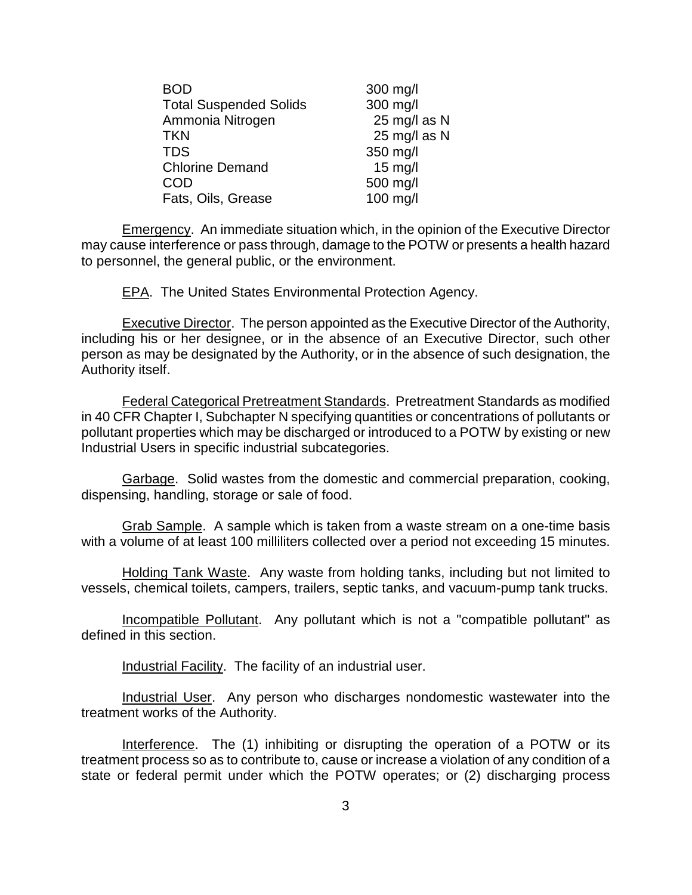| | |
|---|---|
| BOD | 300 mg/l |
| Total Suspended Solids | 300 mg/l |
| Ammonia Nitrogen | 25 mg/l as N |
| TKN | 25 mg/l as N |
| TDS | 350 mg/l |
| Chlorine Demand | 15 mg/l |
| COD | 500 mg/l |
| Fats, Oils, Grease | 100 mg/l |

<u>Emergency</u>. An immediate situation which, in the opinion of the Executive Director may cause interference or pass through, damage to the POTW or presents a health hazard to personnel, the general public, or the environment.

<u>EPA</u>. The United States Environmental Protection Agency.

<u>Executive Director</u>. The person appointed as the Executive Director of the Authority, including his or her designee, or in the absence of an Executive Director, such other person as may be designated by the Authority, or in the absence of such designation, the Authority itself.

<u>Federal Categorical Pretreatment Standards</u>. Pretreatment Standards as modified in 40 CFR Chapter I, Subchapter N specifying quantities or concentrations of pollutants or pollutant properties which may be discharged or introduced to a POTW by existing or new Industrial Users in specific industrial subcategories.

<u>Garbage</u>. Solid wastes from the domestic and commercial preparation, cooking, dispensing, handling, storage or sale of food.

<u>Grab Sample</u>. A sample which is taken from a waste stream on a one-time basis with a volume of at least 100 milliliters collected over a period not exceeding 15 minutes.

<u>Holding Tank Waste</u>. Any waste from holding tanks, including but not limited to vessels, chemical toilets, campers, trailers, septic tanks, and vacuum-pump tank trucks.

<u>Incompatible Pollutant</u>. Any pollutant which is not a "compatible pollutant" as defined in this section.

<u>Industrial Facility</u>. The facility of an industrial user.

<u>Industrial User</u>. Any person who discharges nondomestic wastewater into the treatment works of the Authority.

<u>Interference</u>. The (1) inhibiting or disrupting the operation of a POTW or its treatment process so as to contribute to, cause or increase a violation of any condition of a state or federal permit under which the POTW operates; or (2) discharging process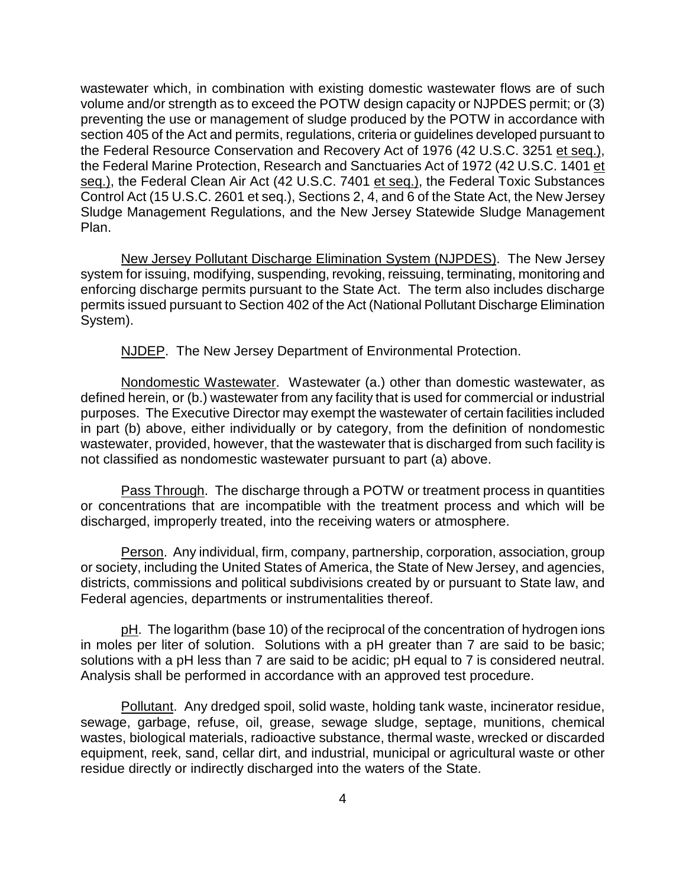wastewater which, in combination with existing domestic wastewater flows are of such volume and/or strength as to exceed the POTW design capacity or NJPDES permit; or (3) preventing the use or management of sludge produced by the POTW in accordance with section 405 of the Act and permits, regulations, criteria or guidelines developed pursuant to the Federal Resource Conservation and Recovery Act of 1976 (42 U.S.C. 3251 et seq.), the Federal Marine Protection, Research and Sanctuaries Act of 1972 (42 U.S.C. 1401 et seq.), the Federal Clean Air Act (42 U.S.C. 7401 et seq.), the Federal Toxic Substances Control Act (15 U.S.C. 2601 et seq.), Sections 2, 4, and 6 of the State Act, the New Jersey Sludge Management Regulations, and the New Jersey Statewide Sludge Management Plan.

New Jersey Pollutant Discharge Elimination System (NJPDES). The New Jersey system for issuing, modifying, suspending, revoking, reissuing, terminating, monitoring and enforcing discharge permits pursuant to the State Act. The term also includes discharge permits issued pursuant to Section 402 of the Act (National Pollutant Discharge Elimination System).

NJDEP. The New Jersey Department of Environmental Protection.

Nondomestic Wastewater. Wastewater (a.) other than domestic wastewater, as defined herein, or (b.) wastewater from any facility that is used for commercial or industrial purposes. The Executive Director may exempt the wastewater of certain facilities included in part (b) above, either individually or by category, from the definition of nondomestic wastewater, provided, however, that the wastewater that is discharged from such facility is not classified as nondomestic wastewater pursuant to part (a) above.

Pass Through. The discharge through a POTW or treatment process in quantities or concentrations that are incompatible with the treatment process and which will be discharged, improperly treated, into the receiving waters or atmosphere.

Person. Any individual, firm, company, partnership, corporation, association, group or society, including the United States of America, the State of New Jersey, and agencies, districts, commissions and political subdivisions created by or pursuant to State law, and Federal agencies, departments or instrumentalities thereof.

pH. The logarithm (base 10) of the reciprocal of the concentration of hydrogen ions in moles per liter of solution. Solutions with a pH greater than 7 are said to be basic; solutions with a pH less than 7 are said to be acidic; pH equal to 7 is considered neutral. Analysis shall be performed in accordance with an approved test procedure.

Pollutant. Any dredged spoil, solid waste, holding tank waste, incinerator residue, sewage, garbage, refuse, oil, grease, sewage sludge, septage, munitions, chemical wastes, biological materials, radioactive substance, thermal waste, wrecked or discarded equipment, reek, sand, cellar dirt, and industrial, municipal or agricultural waste or other residue directly or indirectly discharged into the waters of the State.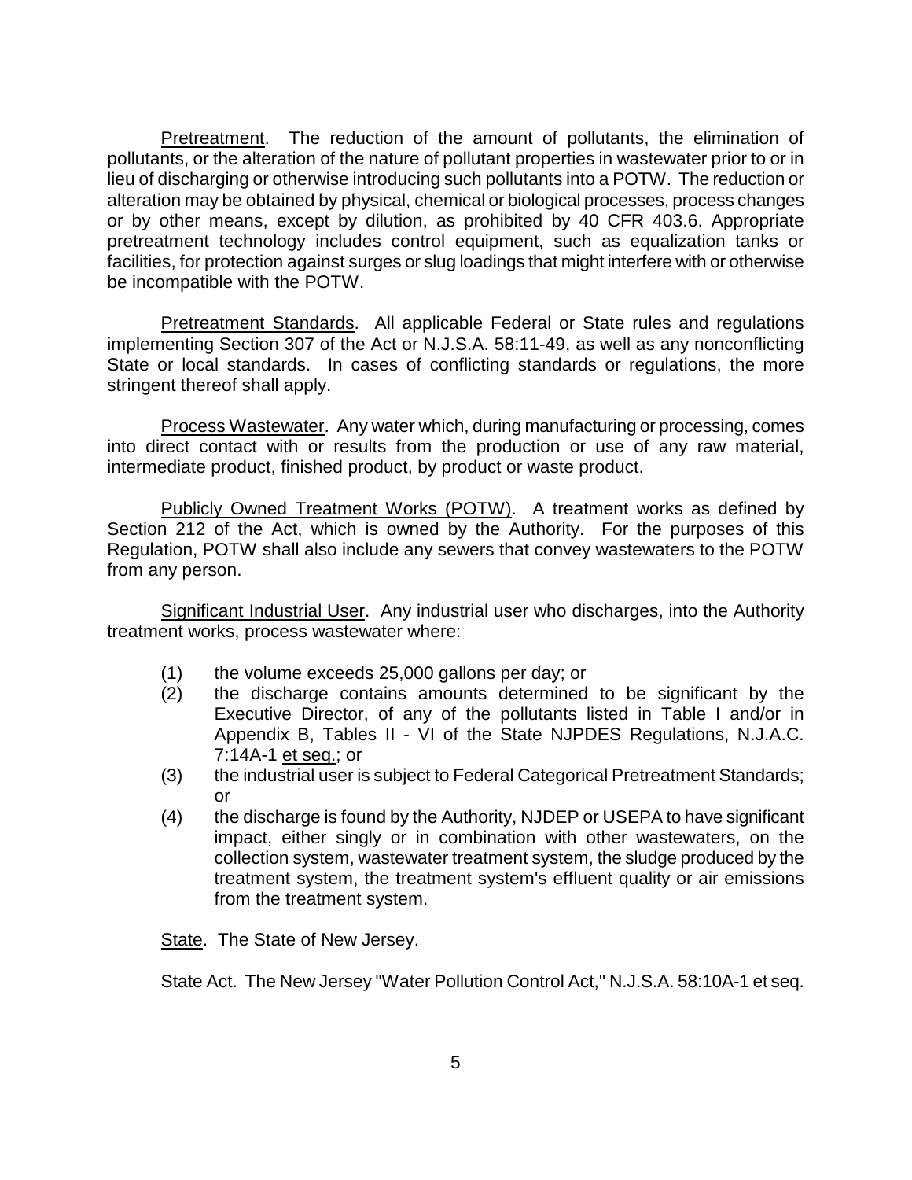Pretreatment. The reduction of the amount of pollutants, the elimination of pollutants, or the alteration of the nature of pollutant properties in wastewater prior to or in lieu of discharging or otherwise introducing such pollutants into a POTW. The reduction or alteration may be obtained by physical, chemical or biological processes, process changes or by other means, except by dilution, as prohibited by 40 CFR 403.6. Appropriate pretreatment technology includes control equipment, such as equalization tanks or facilities, for protection against surges or slug loadings that might interfere with or otherwise be incompatible with the POTW.

Pretreatment Standards. All applicable Federal or State rules and regulations implementing Section 307 of the Act or N.J.S.A. 58:11-49, as well as any nonconflicting State or local standards. In cases of conflicting standards or regulations, the more stringent thereof shall apply.

Process Wastewater. Any water which, during manufacturing or processing, comes into direct contact with or results from the production or use of any raw material, intermediate product, finished product, by product or waste product.

Publicly Owned Treatment Works (POTW). A treatment works as defined by Section 212 of the Act, which is owned by the Authority. For the purposes of this Regulation, POTW shall also include any sewers that convey wastewaters to the POTW from any person.

Significant Industrial User. Any industrial user who discharges, into the Authority treatment works, process wastewater where:

(1) the volume exceeds 25,000 gallons per day; or
(2) the discharge contains amounts determined to be significant by the Executive Director, of any of the pollutants listed in Table I and/or in Appendix B, Tables II - VI of the State NJPDES Regulations, N.J.A.C. 7:14A-1 et seq.; or
(3) the industrial user is subject to Federal Categorical Pretreatment Standards; or
(4) the discharge is found by the Authority, NJDEP or USEPA to have significant impact, either singly or in combination with other wastewaters, on the collection system, wastewater treatment system, the sludge produced by the treatment system, the treatment system's effluent quality or air emissions from the treatment system.

State. The State of New Jersey.

State Act. The New Jersey "Water Pollution Control Act," N.J.S.A. 58:10A-1 et seq.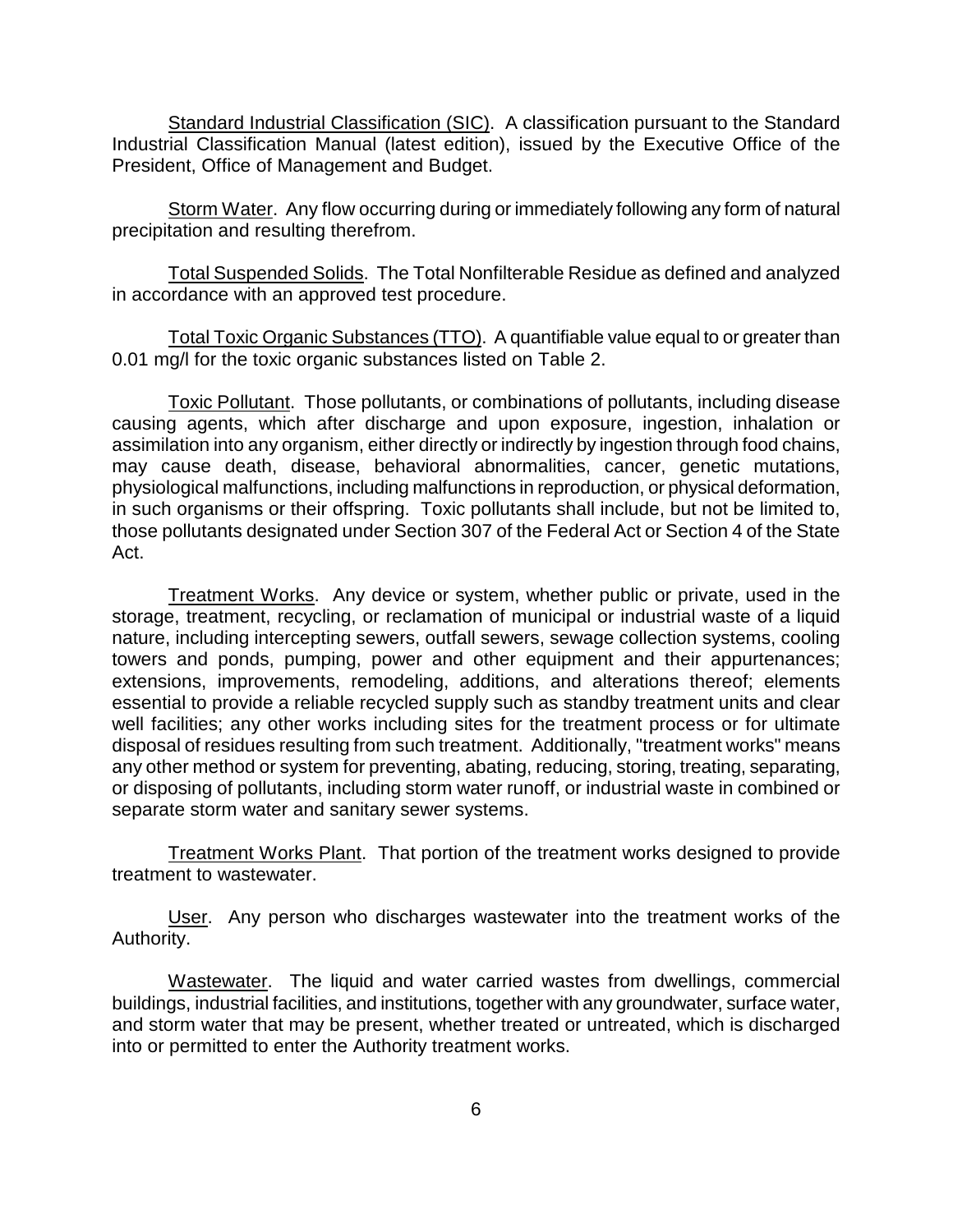Standard Industrial Classification (SIC). A classification pursuant to the Standard Industrial Classification Manual (latest edition), issued by the Executive Office of the President, Office of Management and Budget.

Storm Water. Any flow occurring during or immediately following any form of natural precipitation and resulting therefrom.

Total Suspended Solids. The Total Nonfilterable Residue as defined and analyzed in accordance with an approved test procedure.

Total Toxic Organic Substances (TTO). A quantifiable value equal to or greater than 0.01 mg/l for the toxic organic substances listed on Table 2.

Toxic Pollutant. Those pollutants, or combinations of pollutants, including disease causing agents, which after discharge and upon exposure, ingestion, inhalation or assimilation into any organism, either directly or indirectly by ingestion through food chains, may cause death, disease, behavioral abnormalities, cancer, genetic mutations, physiological malfunctions, including malfunctions in reproduction, or physical deformation, in such organisms or their offspring. Toxic pollutants shall include, but not be limited to, those pollutants designated under Section 307 of the Federal Act or Section 4 of the State Act.

Treatment Works. Any device or system, whether public or private, used in the storage, treatment, recycling, or reclamation of municipal or industrial waste of a liquid nature, including intercepting sewers, outfall sewers, sewage collection systems, cooling towers and ponds, pumping, power and other equipment and their appurtenances; extensions, improvements, remodeling, additions, and alterations thereof; elements essential to provide a reliable recycled supply such as standby treatment units and clear well facilities; any other works including sites for the treatment process or for ultimate disposal of residues resulting from such treatment. Additionally, "treatment works" means any other method or system for preventing, abating, reducing, storing, treating, separating, or disposing of pollutants, including storm water runoff, or industrial waste in combined or separate storm water and sanitary sewer systems.

Treatment Works Plant. That portion of the treatment works designed to provide treatment to wastewater.

User. Any person who discharges wastewater into the treatment works of the Authority.

Wastewater. The liquid and water carried wastes from dwellings, commercial buildings, industrial facilities, and institutions, together with any groundwater, surface water, and storm water that may be present, whether treated or untreated, which is discharged into or permitted to enter the Authority treatment works.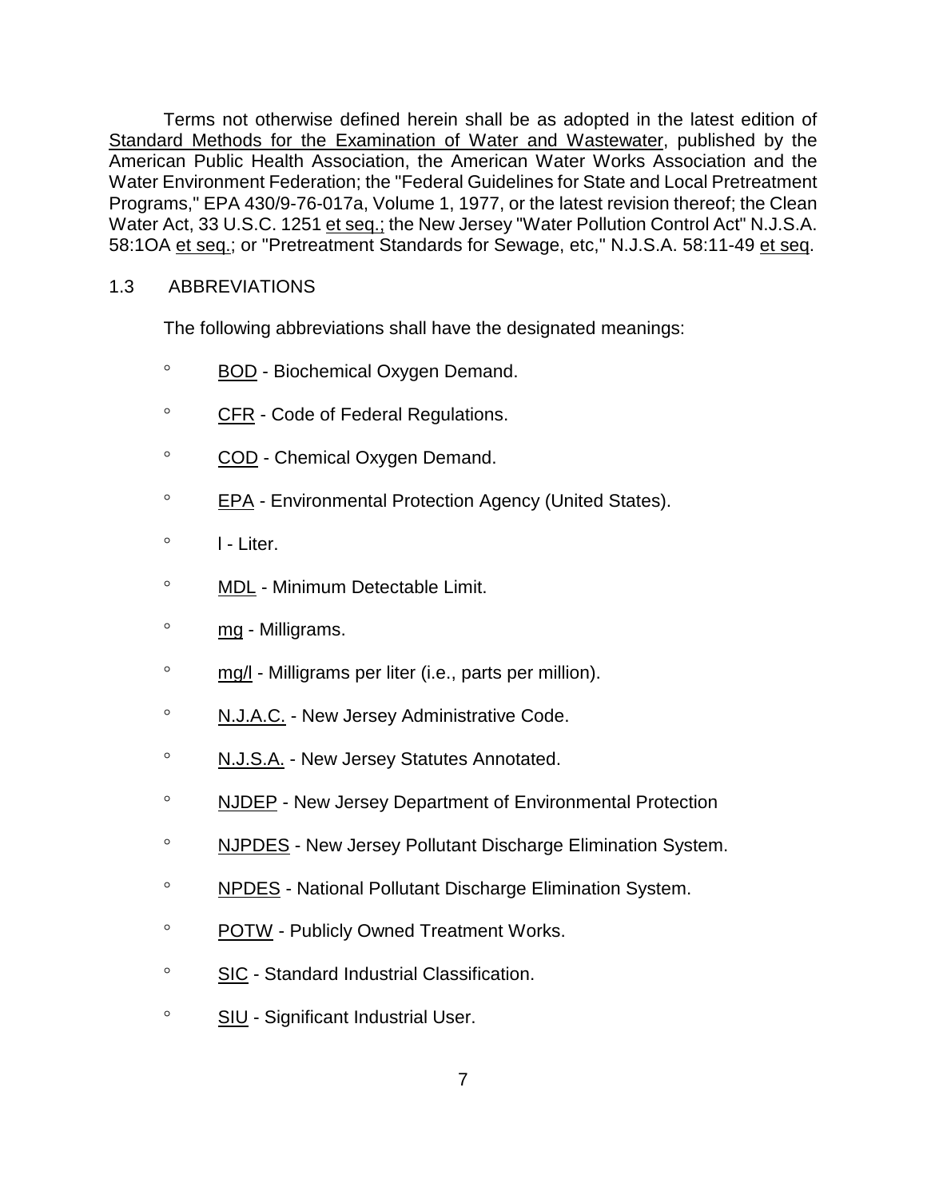Terms not otherwise defined herein shall be as adopted in the latest edition of Standard Methods for the Examination of Water and Wastewater, published by the American Public Health Association, the American Water Works Association and the Water Environment Federation; the "Federal Guidelines for State and Local Pretreatment Programs," EPA 430/9-76-017a, Volume 1, 1977, or the latest revision thereof; the Clean Water Act, 33 U.S.C. 1251 et seq.; the New Jersey "Water Pollution Control Act" N.J.S.A. 58:1OA et seq.; or "Pretreatment Standards for Sewage, etc," N.J.S.A. 58:11-49 et seq.

## 1.3 ABBREVIATIONS

The following abbreviations shall have the designated meanings:

- BOD - Biochemical Oxygen Demand.
- CFR - Code of Federal Regulations.
- COD - Chemical Oxygen Demand.
- EPA - Environmental Protection Agency (United States).
- l - Liter.
- MDL - Minimum Detectable Limit.
- mg - Milligrams.
- mg/l - Milligrams per liter (i.e., parts per million).
- N.J.A.C. - New Jersey Administrative Code.
- N.J.S.A. - New Jersey Statutes Annotated.
- NJDEP - New Jersey Department of Environmental Protection
- NJPDES - New Jersey Pollutant Discharge Elimination System.
- NPDES - National Pollutant Discharge Elimination System.
- POTW - Publicly Owned Treatment Works.
- SIC - Standard Industrial Classification.
- SIU - Significant Industrial User.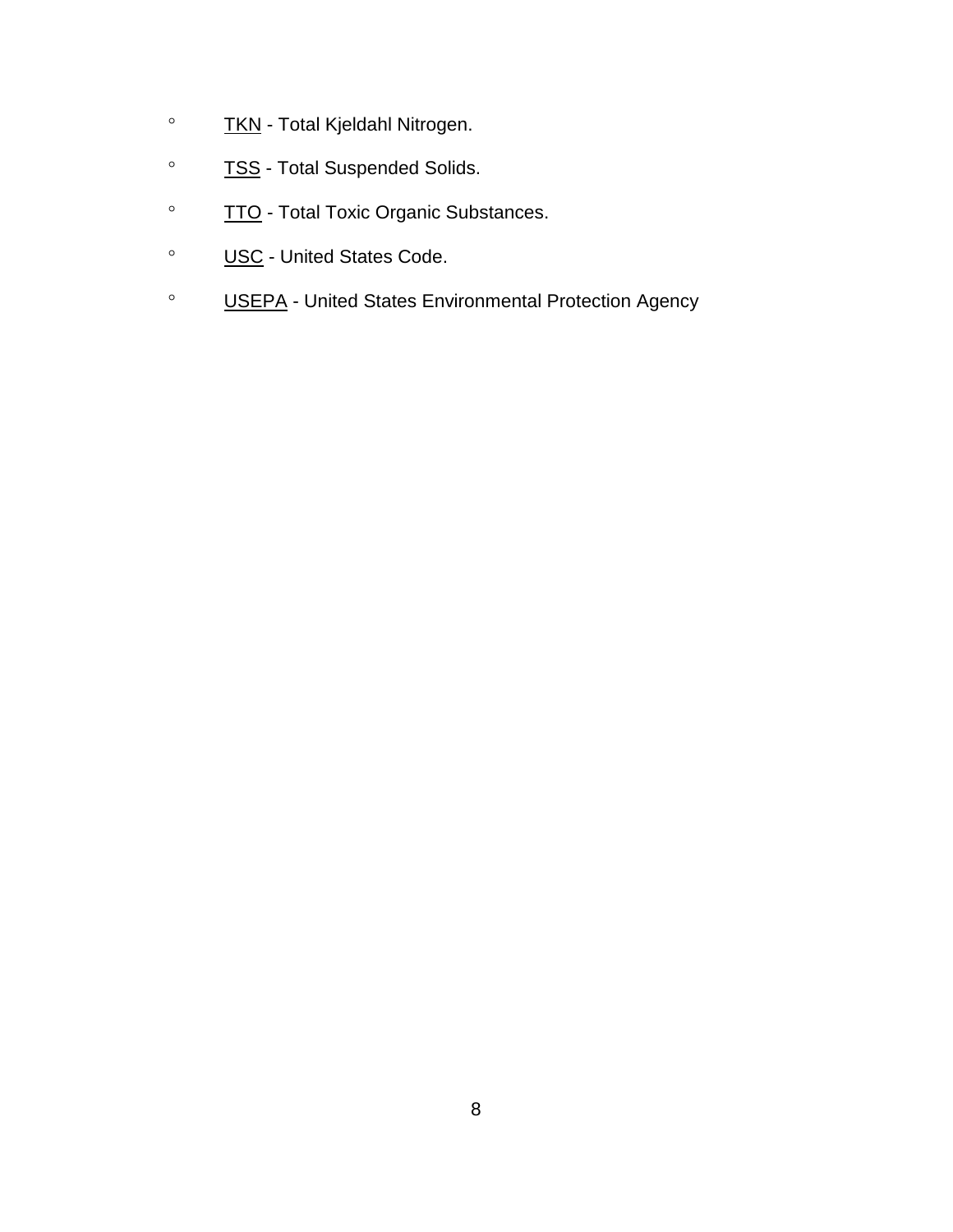- TKN - Total Kjeldahl Nitrogen.
- TSS - Total Suspended Solids.
- TTO - Total Toxic Organic Substances.
- USC - United States Code.
- USEPA - United States Environmental Protection Agency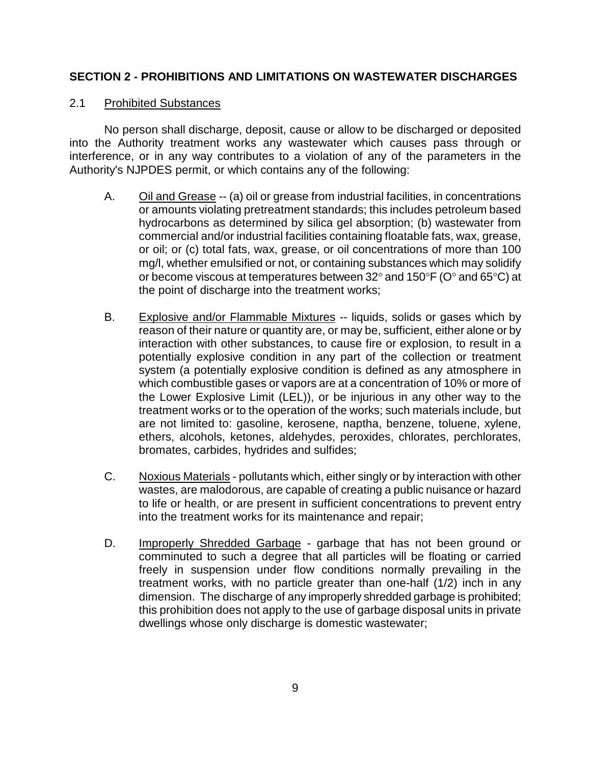## SECTION 2 - PROHIBITIONS AND LIMITATIONS ON WASTEWATER DISCHARGES

### 2.1 Prohibited Substances

No person shall discharge, deposit, cause or allow to be discharged or deposited into the Authority treatment works any wastewater which causes pass through or interference, or in any way contributes to a violation of any of the parameters in the Authority's NJPDES permit, or which contains any of the following:

A. Oil and Grease -- (a) oil or grease from industrial facilities, in concentrations or amounts violating pretreatment standards; this includes petroleum based hydrocarbons as determined by silica gel absorption; (b) wastewater from commercial and/or industrial facilities containing floatable fats, wax, grease, or oil; or (c) total fats, wax, grease, or oil concentrations of more than 100 mg/l, whether emulsified or not, or containing substances which may solidify or become viscous at temperatures between 32° and 150°F (O° and 65°C) at the point of discharge into the treatment works;

B. Explosive and/or Flammable Mixtures -- liquids, solids or gases which by reason of their nature or quantity are, or may be, sufficient, either alone or by interaction with other substances, to cause fire or explosion, to result in a potentially explosive condition in any part of the collection or treatment system (a potentially explosive condition is defined as any atmosphere in which combustible gases or vapors are at a concentration of 10% or more of the Lower Explosive Limit (LEL)), or be injurious in any other way to the treatment works or to the operation of the works; such materials include, but are not limited to: gasoline, kerosene, naptha, benzene, toluene, xylene, ethers, alcohols, ketones, aldehydes, peroxides, chlorates, perchlorates, bromates, carbides, hydrides and sulfides;

C. Noxious Materials - pollutants which, either singly or by interaction with other wastes, are malodorous, are capable of creating a public nuisance or hazard to life or health, or are present in sufficient concentrations to prevent entry into the treatment works for its maintenance and repair;

D. Improperly Shredded Garbage - garbage that has not been ground or comminuted to such a degree that all particles will be floating or carried freely in suspension under flow conditions normally prevailing in the treatment works, with no particle greater than one-half (1/2) inch in any dimension. The discharge of any improperly shredded garbage is prohibited; this prohibition does not apply to the use of garbage disposal units in private dwellings whose only discharge is domestic wastewater;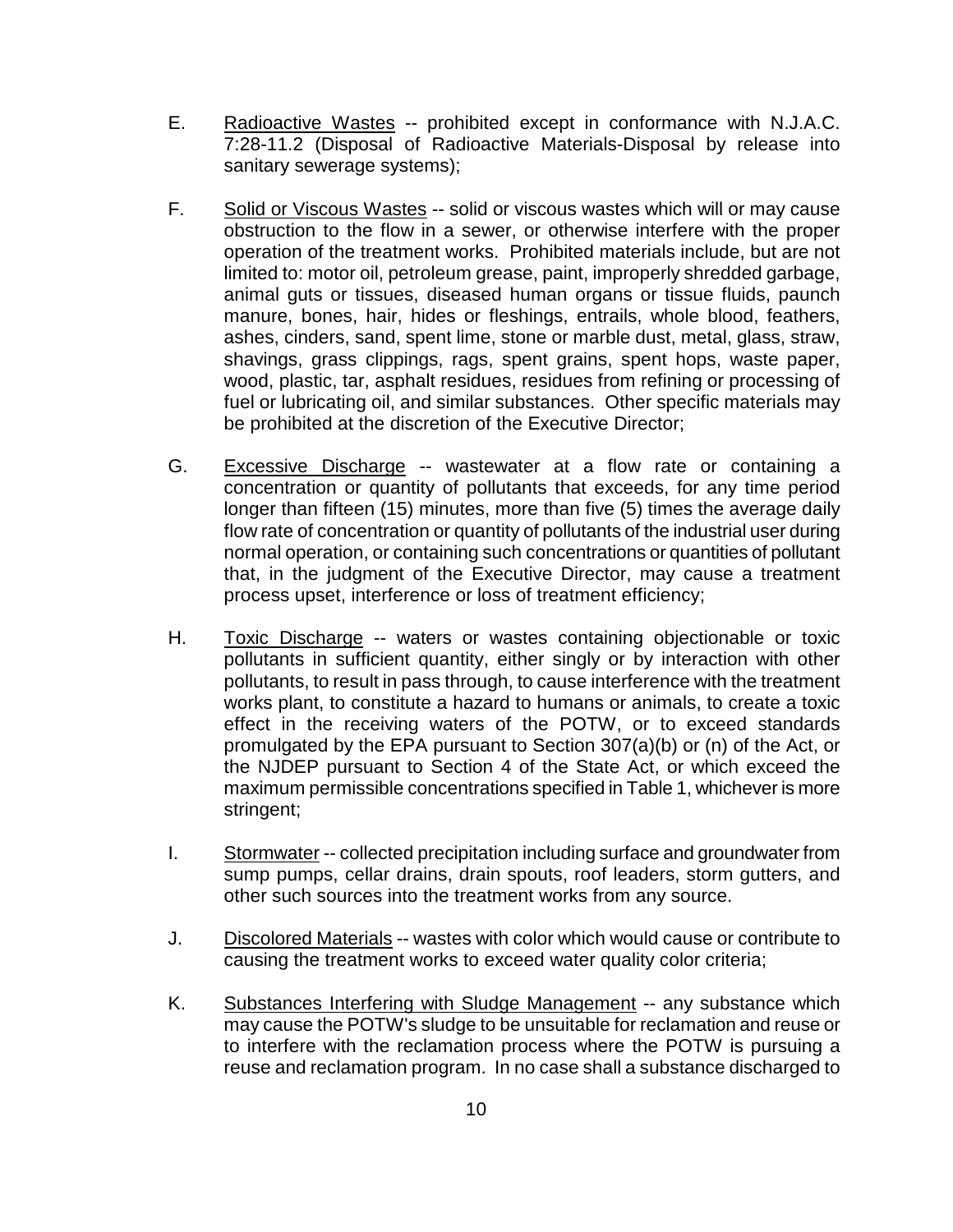E. Radioactive Wastes -- prohibited except in conformance with N.J.A.C. 7:28-11.2 (Disposal of Radioactive Materials-Disposal by release into sanitary sewerage systems);

F. Solid or Viscous Wastes -- solid or viscous wastes which will or may cause obstruction to the flow in a sewer, or otherwise interfere with the proper operation of the treatment works. Prohibited materials include, but are not limited to: motor oil, petroleum grease, paint, improperly shredded garbage, animal guts or tissues, diseased human organs or tissue fluids, paunch manure, bones, hair, hides or fleshings, entrails, whole blood, feathers, ashes, cinders, sand, spent lime, stone or marble dust, metal, glass, straw, shavings, grass clippings, rags, spent grains, spent hops, waste paper, wood, plastic, tar, asphalt residues, residues from refining or processing of fuel or lubricating oil, and similar substances. Other specific materials may be prohibited at the discretion of the Executive Director;

G. Excessive Discharge -- wastewater at a flow rate or containing a concentration or quantity of pollutants that exceeds, for any time period longer than fifteen (15) minutes, more than five (5) times the average daily flow rate of concentration or quantity of pollutants of the industrial user during normal operation, or containing such concentrations or quantities of pollutant that, in the judgment of the Executive Director, may cause a treatment process upset, interference or loss of treatment efficiency;

H. Toxic Discharge -- waters or wastes containing objectionable or toxic pollutants in sufficient quantity, either singly or by interaction with other pollutants, to result in pass through, to cause interference with the treatment works plant, to constitute a hazard to humans or animals, to create a toxic effect in the receiving waters of the POTW, or to exceed standards promulgated by the EPA pursuant to Section 307(a)(b) or (n) of the Act, or the NJDEP pursuant to Section 4 of the State Act, or which exceed the maximum permissible concentrations specified in Table 1, whichever is more stringent;

I. Stormwater -- collected precipitation including surface and groundwater from sump pumps, cellar drains, drain spouts, roof leaders, storm gutters, and other such sources into the treatment works from any source.

J. Discolored Materials -- wastes with color which would cause or contribute to causing the treatment works to exceed water quality color criteria;

K. Substances Interfering with Sludge Management -- any substance which may cause the POTW's sludge to be unsuitable for reclamation and reuse or to interfere with the reclamation process where the POTW is pursuing a reuse and reclamation program. In no case shall a substance discharged to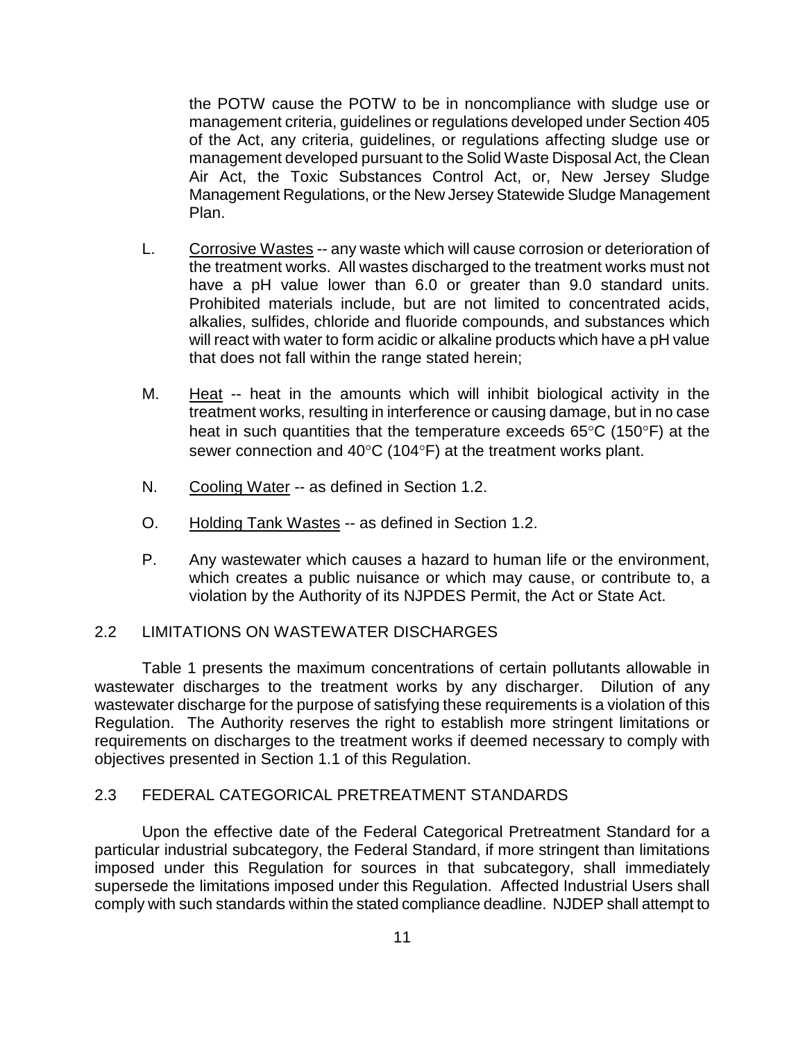the POTW cause the POTW to be in noncompliance with sludge use or management criteria, guidelines or regulations developed under Section 405 of the Act, any criteria, guidelines, or regulations affecting sludge use or management developed pursuant to the Solid Waste Disposal Act, the Clean Air Act, the Toxic Substances Control Act, or, New Jersey Sludge Management Regulations, or the New Jersey Statewide Sludge Management Plan.

L. Corrosive Wastes -- any waste which will cause corrosion or deterioration of the treatment works. All wastes discharged to the treatment works must not have a pH value lower than 6.0 or greater than 9.0 standard units. Prohibited materials include, but are not limited to concentrated acids, alkalies, sulfides, chloride and fluoride compounds, and substances which will react with water to form acidic or alkaline products which have a pH value that does not fall within the range stated herein;

M. Heat -- heat in the amounts which will inhibit biological activity in the treatment works, resulting in interference or causing damage, but in no case heat in such quantities that the temperature exceeds 65°C (150°F) at the sewer connection and 40°C (104°F) at the treatment works plant.

N. Cooling Water -- as defined in Section 1.2.

O. Holding Tank Wastes -- as defined in Section 1.2.

P. Any wastewater which causes a hazard to human life or the environment, which creates a public nuisance or which may cause, or contribute to, a violation by the Authority of its NJPDES Permit, the Act or State Act.

## 2.2 LIMITATIONS ON WASTEWATER DISCHARGES

Table 1 presents the maximum concentrations of certain pollutants allowable in wastewater discharges to the treatment works by any discharger. Dilution of any wastewater discharge for the purpose of satisfying these requirements is a violation of this Regulation. The Authority reserves the right to establish more stringent limitations or requirements on discharges to the treatment works if deemed necessary to comply with objectives presented in Section 1.1 of this Regulation.

## 2.3 FEDERAL CATEGORICAL PRETREATMENT STANDARDS

Upon the effective date of the Federal Categorical Pretreatment Standard for a particular industrial subcategory, the Federal Standard, if more stringent than limitations imposed under this Regulation for sources in that subcategory, shall immediately supersede the limitations imposed under this Regulation. Affected Industrial Users shall comply with such standards within the stated compliance deadline. NJDEP shall attempt to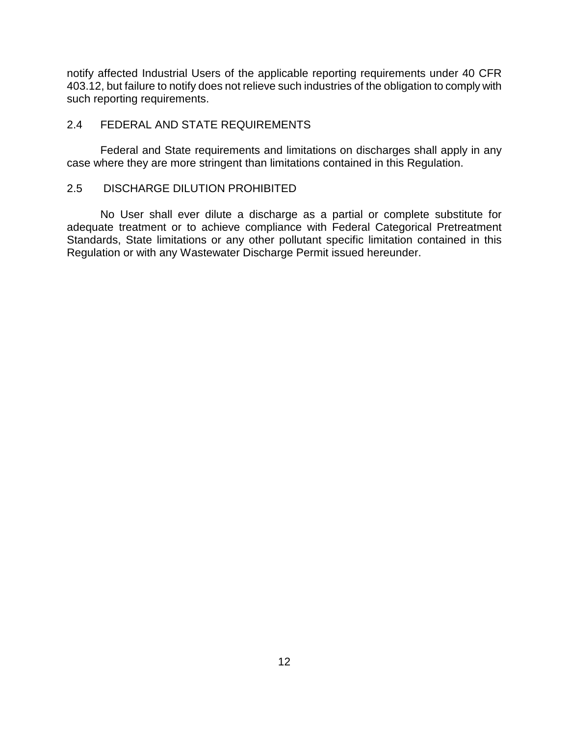notify affected Industrial Users of the applicable reporting requirements under 40 CFR 403.12, but failure to notify does not relieve such industries of the obligation to comply with such reporting requirements.

## 2.4 FEDERAL AND STATE REQUIREMENTS

Federal and State requirements and limitations on discharges shall apply in any case where they are more stringent than limitations contained in this Regulation.

## 2.5 DISCHARGE DILUTION PROHIBITED

No User shall ever dilute a discharge as a partial or complete substitute for adequate treatment or to achieve compliance with Federal Categorical Pretreatment Standards, State limitations or any other pollutant specific limitation contained in this Regulation or with any Wastewater Discharge Permit issued hereunder.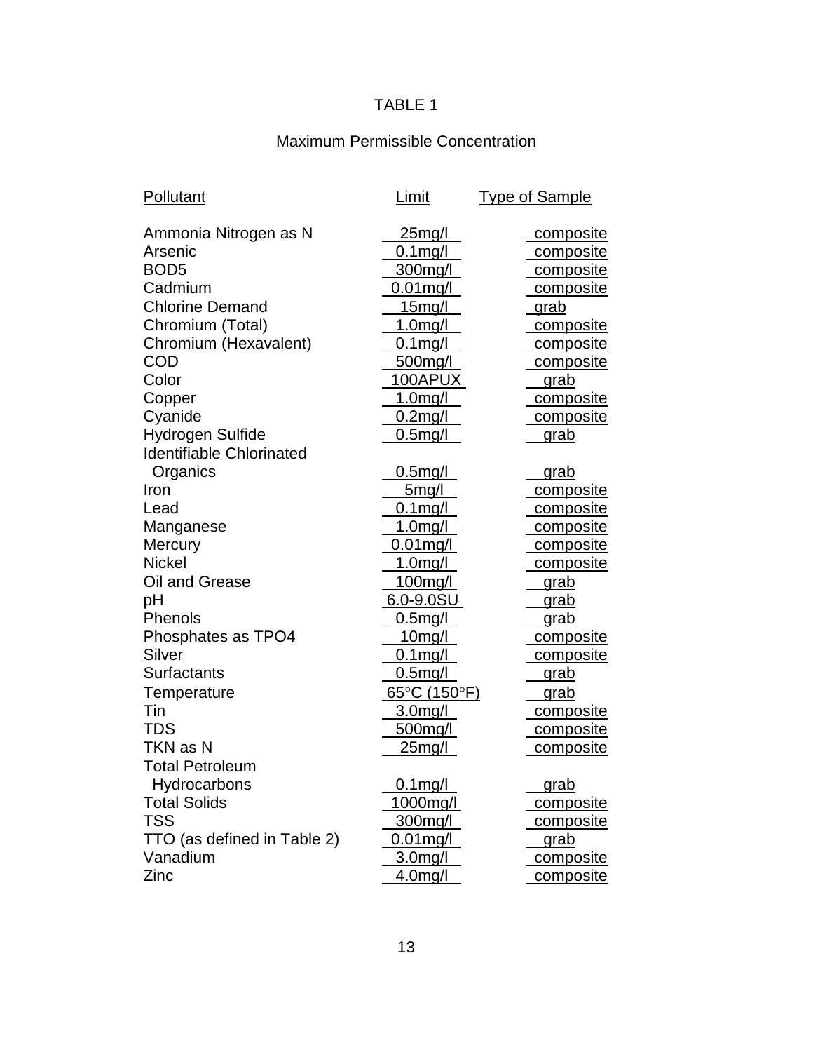# TABLE 1

## Maximum Permissible Concentration

| Pollutant | Limit | Type of Sample |
|---|---|---|
| Ammonia Nitrogen as N | 25mg/l | composite |
| Arsenic | 0.1mg/l | composite |
| BOD5 | 300mg/l | composite |
| Cadmium | 0.01mg/l | composite |
| Chlorine Demand | 15mg/l | grab |
| Chromium (Total) | 1.0mg/l | composite |
| Chromium (Hexavalent) | 0.1mg/l | composite |
| COD | 500mg/l | composite |
| Color | 100APUX | grab |
| Copper | 1.0mg/l | composite |
| Cyanide | 0.2mg/l | composite |
| Hydrogen Sulfide | 0.5mg/l | grab |
| Identifiable Chlorinated Organics | 0.5mg/l | grab |
| Iron | 5mg/l | composite |
| Lead | 0.1mg/l | composite |
| Manganese | 1.0mg/l | composite |
| Mercury | 0.01mg/l | composite |
| Nickel | 1.0mg/l | composite |
| Oil and Grease | 100mg/l | grab |
| pH | 6.0-9.0SU | grab |
| Phenols | 0.5mg/l | grab |
| Phosphates as TPO4 | 10mg/l | composite |
| Silver | 0.1mg/l | composite |
| Surfactants | 0.5mg/l | grab |
| Temperature | 65°C (150°F) | grab |
| Tin | 3.0mg/l | composite |
| TDS | 500mg/l | composite |
| TKN as N | 25mg/l | composite |
| Total Petroleum Hydrocarbons | 0.1mg/l | grab |
| Total Solids | 1000mg/l | composite |
| TSS | 300mg/l | composite |
| TTO (as defined in Table 2) | 0.01mg/l | grab |
| Vanadium | 3.0mg/l | composite |
| Zinc | 4.0mg/l | composite |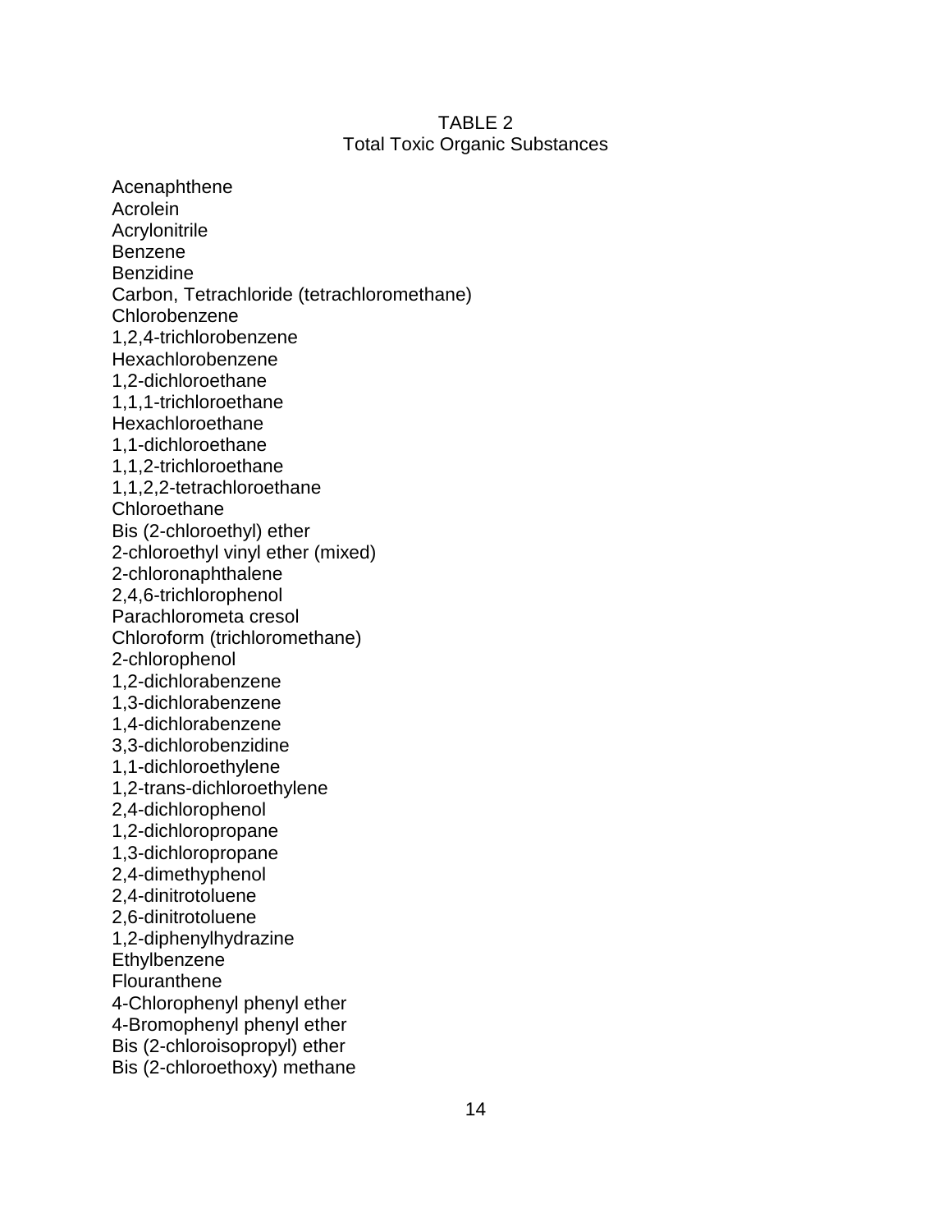TABLE 2
Total Toxic Organic Substances

Acenaphthene
Acrolein
Acrylonitrile
Benzene
Benzidine
Carbon, Tetrachloride (tetrachloromethane)
Chlorobenzene
1,2,4-trichlorobenzene
Hexachlorobenzene
1,2-dichloroethane
1,1,1-trichloroethane
Hexachloroethane
1,1-dichloroethane
1,1,2-trichloroethane
1,1,2,2-tetrachloroethane
Chloroethane
Bis (2-chloroethyl) ether
2-chloroethyl vinyl ether (mixed)
2-chloronaphthalene
2,4,6-trichlorophenol
Parachlorometa cresol
Chloroform (trichloromethane)
2-chlorophenol
1,2-dichlorabenzene
1,3-dichlorabenzene
1,4-dichlorabenzene
3,3-dichlorobenzidine
1,1-dichloroethylene
1,2-trans-dichloroethylene
2,4-dichlorophenol
1,2-dichloropropane
1,3-dichloropropane
2,4-dimethyphenol
2,4-dinitrotoluene
2,6-dinitrotoluene
1,2-diphenylhydrazine
Ethylbenzene
Flouranthene
4-Chlorophenyl phenyl ether
4-Bromophenyl phenyl ether
Bis (2-chloroisopropyl) ether
Bis (2-chloroethoxy) methane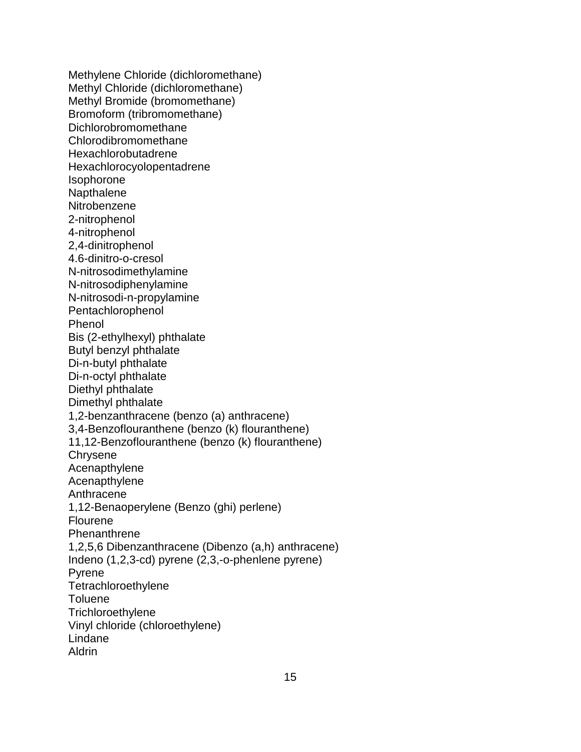Methylene Chloride (dichloromethane)
Methyl Chloride (dichloromethane)
Methyl Bromide (bromomethane)
Bromoform (tribromomethane)
Dichlorobromomethane
Chlorodibromomethane
Hexachlorobutadrene
Hexachlorocyolopentadrene
Isophorone
Napthalene
Nitrobenzene
2-nitrophenol
4-nitrophenol
2,4-dinitrophenol
4.6-dinitro-o-cresol
N-nitrosodimethylamine
N-nitrosodiphenylamine
N-nitrosodi-n-propylamine
Pentachlorophenol
Phenol
Bis (2-ethylhexyl) phthalate
Butyl benzyl phthalate
Di-n-butyl phthalate
Di-n-octyl phthalate
Diethyl phthalate
Dimethyl phthalate
1,2-benzanthracene (benzo (a) anthracene)
3,4-Benzoflouranthene (benzo (k) flouranthene)
11,12-Benzoflouranthene (benzo (k) flouranthene)
Chrysene
Acenapthylene
Acenapthylene
Anthracene
1,12-Benaoperylene (Benzo (ghi) perlene)
Flourene
Phenanthrene
1,2,5,6 Dibenzanthracene (Dibenzo (a,h) anthracene)
Indeno (1,2,3-cd) pyrene (2,3,-o-phenlene pyrene)
Pyrene
Tetrachloroethylene
Toluene
Trichloroethylene
Vinyl chloride (chloroethylene)
Lindane
Aldrin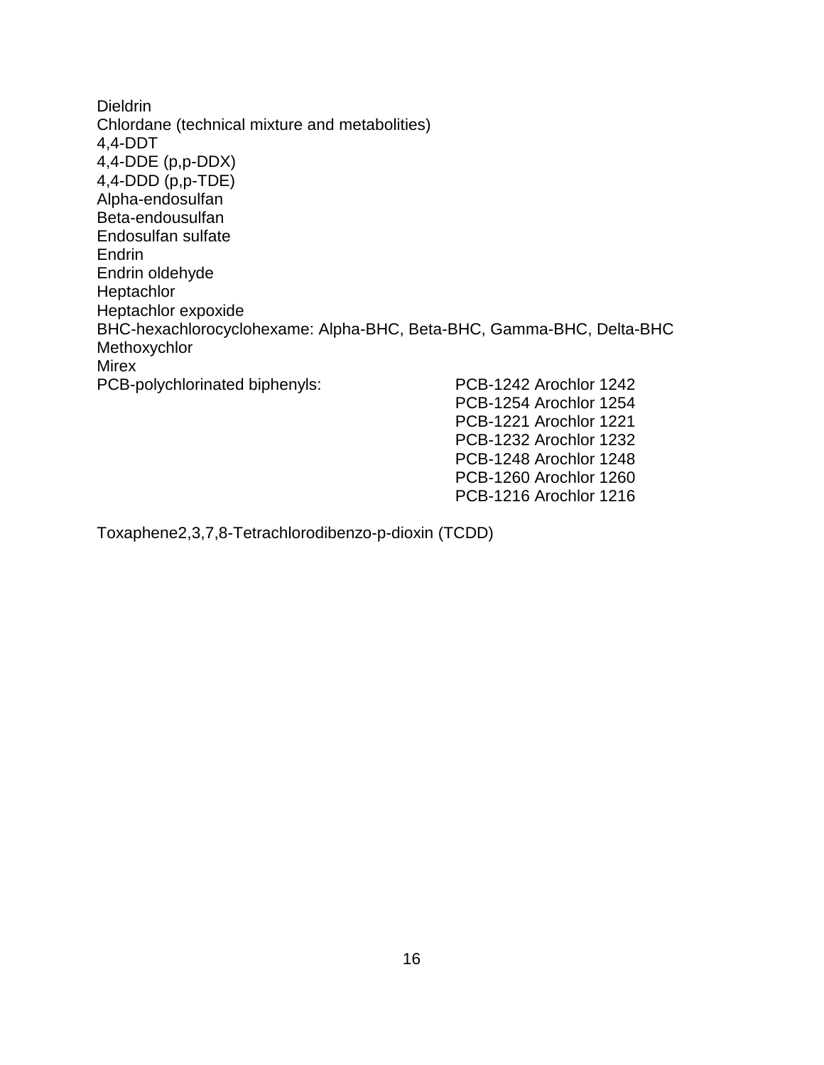Dieldrin
Chlordane (technical mixture and metabolities)
4,4-DDT
4,4-DDE (p,p-DDX)
4,4-DDD (p,p-TDE)
Alpha-endosulfan
Beta-endousulfan
Endosulfan sulfate
Endrin
Endrin oldehyde
Heptachlor
Heptachlor expoxide
BHC-hexachlorocyclohexame: Alpha-BHC, Beta-BHC, Gamma-BHC, Delta-BHC
Methoxychlor
Mirex

| PCB-polychlorinated biphenyls: | PCB-1242 Arochlor 1242 |
|---|---|
| | PCB-1254 Arochlor 1254 |
| | PCB-1221 Arochlor 1221 |
| | PCB-1232 Arochlor 1232 |
| | PCB-1248 Arochlor 1248 |
| | PCB-1260 Arochlor 1260 |
| | PCB-1216 Arochlor 1216 |

Toxaphene2,3,7,8-Tetrachlorodibenzo-p-dioxin (TCDD)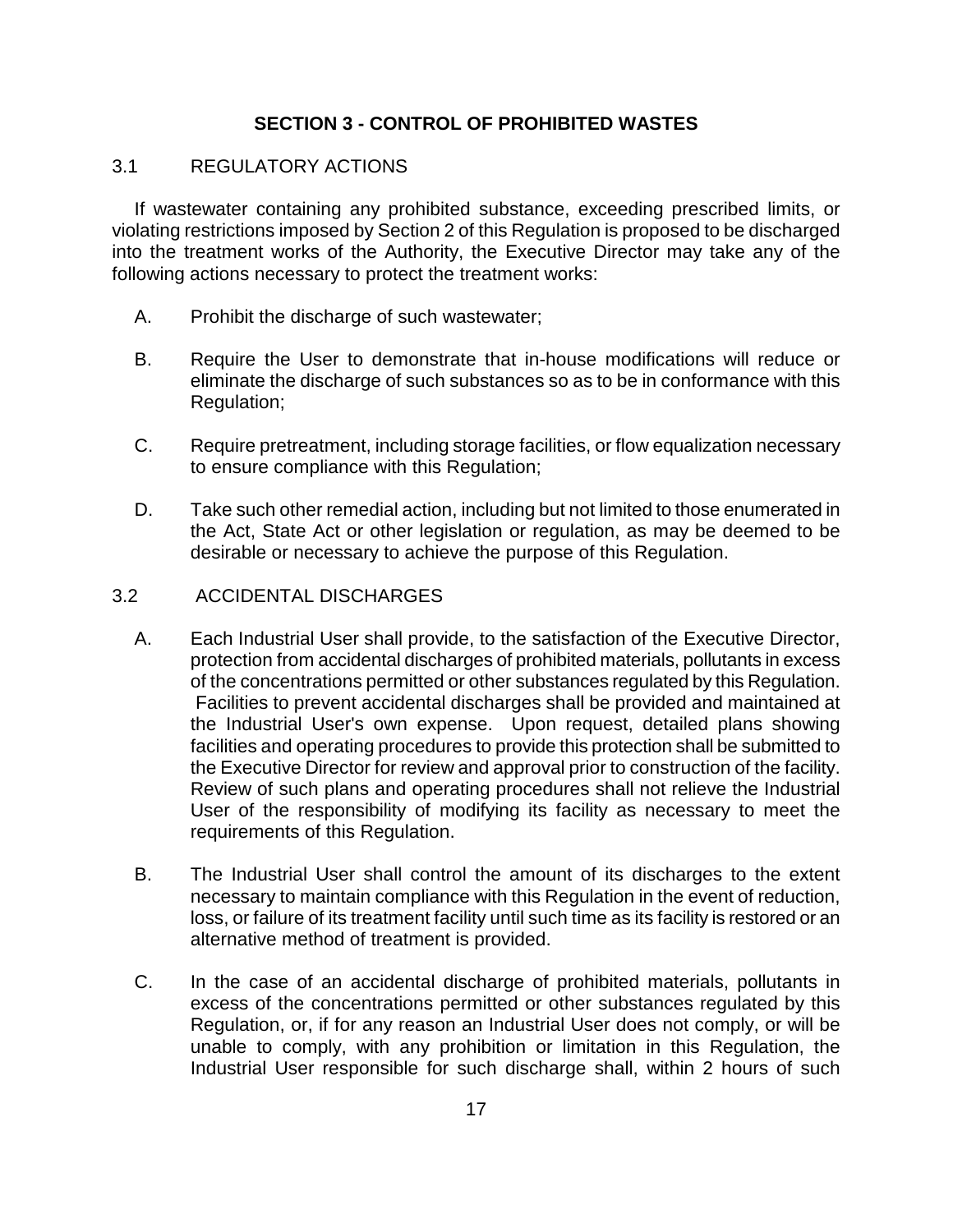## SECTION 3 - CONTROL OF PROHIBITED WASTES

### 3.1 REGULATORY ACTIONS

If wastewater containing any prohibited substance, exceeding prescribed limits, or violating restrictions imposed by Section 2 of this Regulation is proposed to be discharged into the treatment works of the Authority, the Executive Director may take any of the following actions necessary to protect the treatment works:

A. Prohibit the discharge of such wastewater;

B. Require the User to demonstrate that in-house modifications will reduce or eliminate the discharge of such substances so as to be in conformance with this Regulation;

C. Require pretreatment, including storage facilities, or flow equalization necessary to ensure compliance with this Regulation;

D. Take such other remedial action, including but not limited to those enumerated in the Act, State Act or other legislation or regulation, as may be deemed to be desirable or necessary to achieve the purpose of this Regulation.

### 3.2 ACCIDENTAL DISCHARGES

A. Each Industrial User shall provide, to the satisfaction of the Executive Director, protection from accidental discharges of prohibited materials, pollutants in excess of the concentrations permitted or other substances regulated by this Regulation. Facilities to prevent accidental discharges shall be provided and maintained at the Industrial User's own expense. Upon request, detailed plans showing facilities and operating procedures to provide this protection shall be submitted to the Executive Director for review and approval prior to construction of the facility. Review of such plans and operating procedures shall not relieve the Industrial User of the responsibility of modifying its facility as necessary to meet the requirements of this Regulation.

B. The Industrial User shall control the amount of its discharges to the extent necessary to maintain compliance with this Regulation in the event of reduction, loss, or failure of its treatment facility until such time as its facility is restored or an alternative method of treatment is provided.

C. In the case of an accidental discharge of prohibited materials, pollutants in excess of the concentrations permitted or other substances regulated by this Regulation, or, if for any reason an Industrial User does not comply, or will be unable to comply, with any prohibition or limitation in this Regulation, the Industrial User responsible for such discharge shall, within 2 hours of such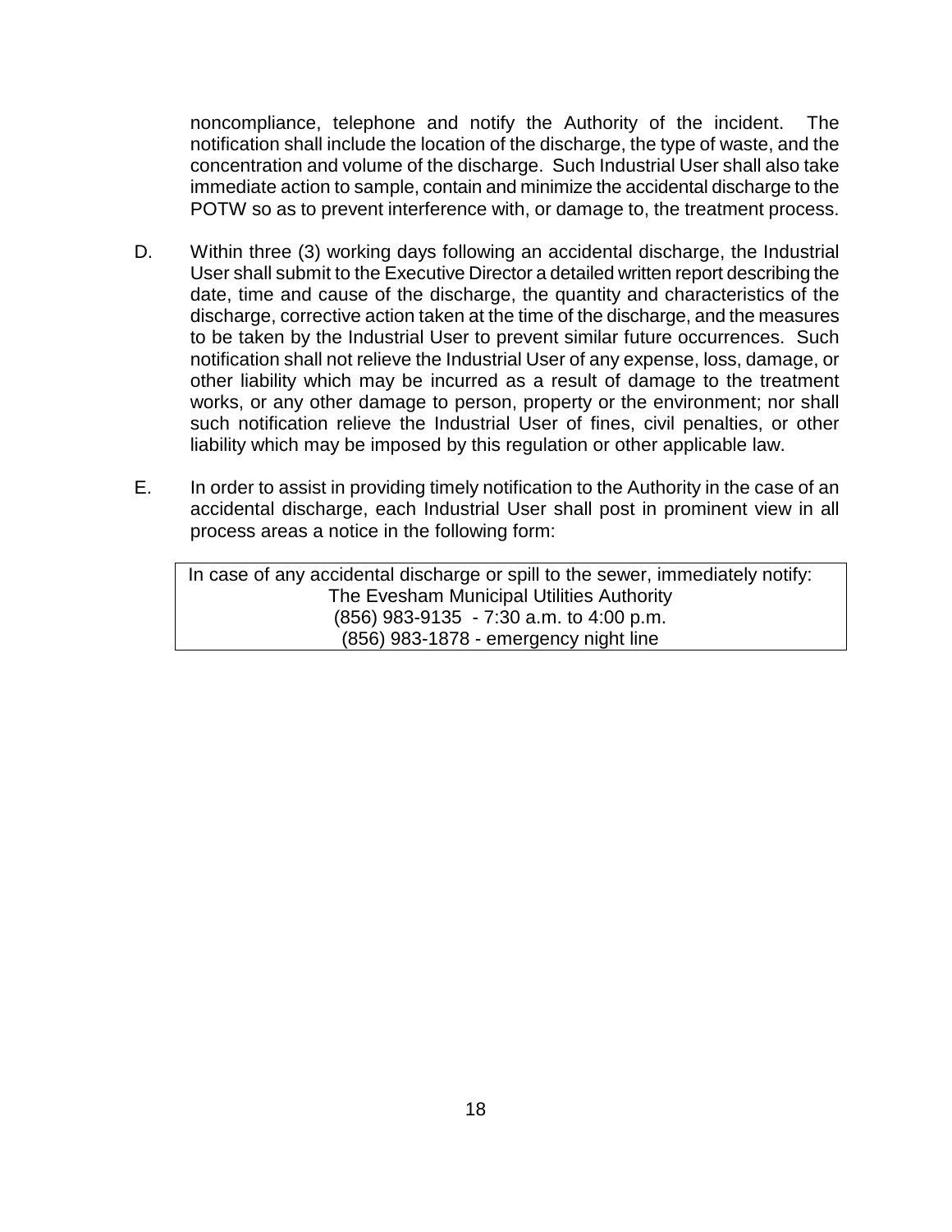noncompliance, telephone and notify the Authority of the incident. The notification shall include the location of the discharge, the type of waste, and the concentration and volume of the discharge. Such Industrial User shall also take immediate action to sample, contain and minimize the accidental discharge to the POTW so as to prevent interference with, or damage to, the treatment process.

D. Within three (3) working days following an accidental discharge, the Industrial User shall submit to the Executive Director a detailed written report describing the date, time and cause of the discharge, the quantity and characteristics of the discharge, corrective action taken at the time of the discharge, and the measures to be taken by the Industrial User to prevent similar future occurrences. Such notification shall not relieve the Industrial User of any expense, loss, damage, or other liability which may be incurred as a result of damage to the treatment works, or any other damage to person, property or the environment; nor shall such notification relieve the Industrial User of fines, civil penalties, or other liability which may be imposed by this regulation or other applicable law.

E. In order to assist in providing timely notification to the Authority in the case of an accidental discharge, each Industrial User shall post in prominent view in all process areas a notice in the following form:

| In case of any accidental discharge or spill to the sewer, immediately notify:<br>The Evesham Municipal Utilities Authority<br>(856) 983-9135 - 7:30 a.m. to 4:00 p.m.<br>(856) 983-1878 - emergency night line |
|---|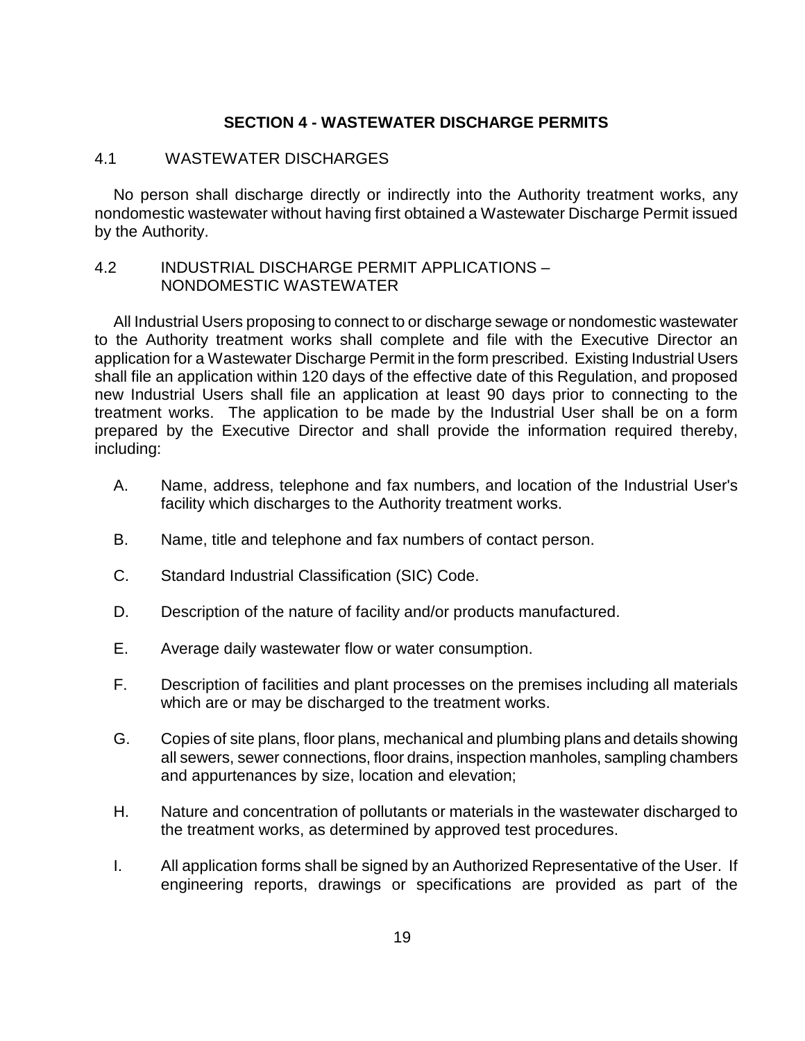## SECTION 4 - WASTEWATER DISCHARGE PERMITS

### 4.1 WASTEWATER DISCHARGES

No person shall discharge directly or indirectly into the Authority treatment works, any nondomestic wastewater without having first obtained a Wastewater Discharge Permit issued by the Authority.

### 4.2 INDUSTRIAL DISCHARGE PERMIT APPLICATIONS – NONDOMESTIC WASTEWATER

All Industrial Users proposing to connect to or discharge sewage or nondomestic wastewater to the Authority treatment works shall complete and file with the Executive Director an application for a Wastewater Discharge Permit in the form prescribed. Existing Industrial Users shall file an application within 120 days of the effective date of this Regulation, and proposed new Industrial Users shall file an application at least 90 days prior to connecting to the treatment works. The application to be made by the Industrial User shall be on a form prepared by the Executive Director and shall provide the information required thereby, including:

A. Name, address, telephone and fax numbers, and location of the Industrial User's facility which discharges to the Authority treatment works.

B. Name, title and telephone and fax numbers of contact person.

C. Standard Industrial Classification (SIC) Code.

D. Description of the nature of facility and/or products manufactured.

E. Average daily wastewater flow or water consumption.

F. Description of facilities and plant processes on the premises including all materials which are or may be discharged to the treatment works.

G. Copies of site plans, floor plans, mechanical and plumbing plans and details showing all sewers, sewer connections, floor drains, inspection manholes, sampling chambers and appurtenances by size, location and elevation;

H. Nature and concentration of pollutants or materials in the wastewater discharged to the treatment works, as determined by approved test procedures.

I. All application forms shall be signed by an Authorized Representative of the User. If engineering reports, drawings or specifications are provided as part of the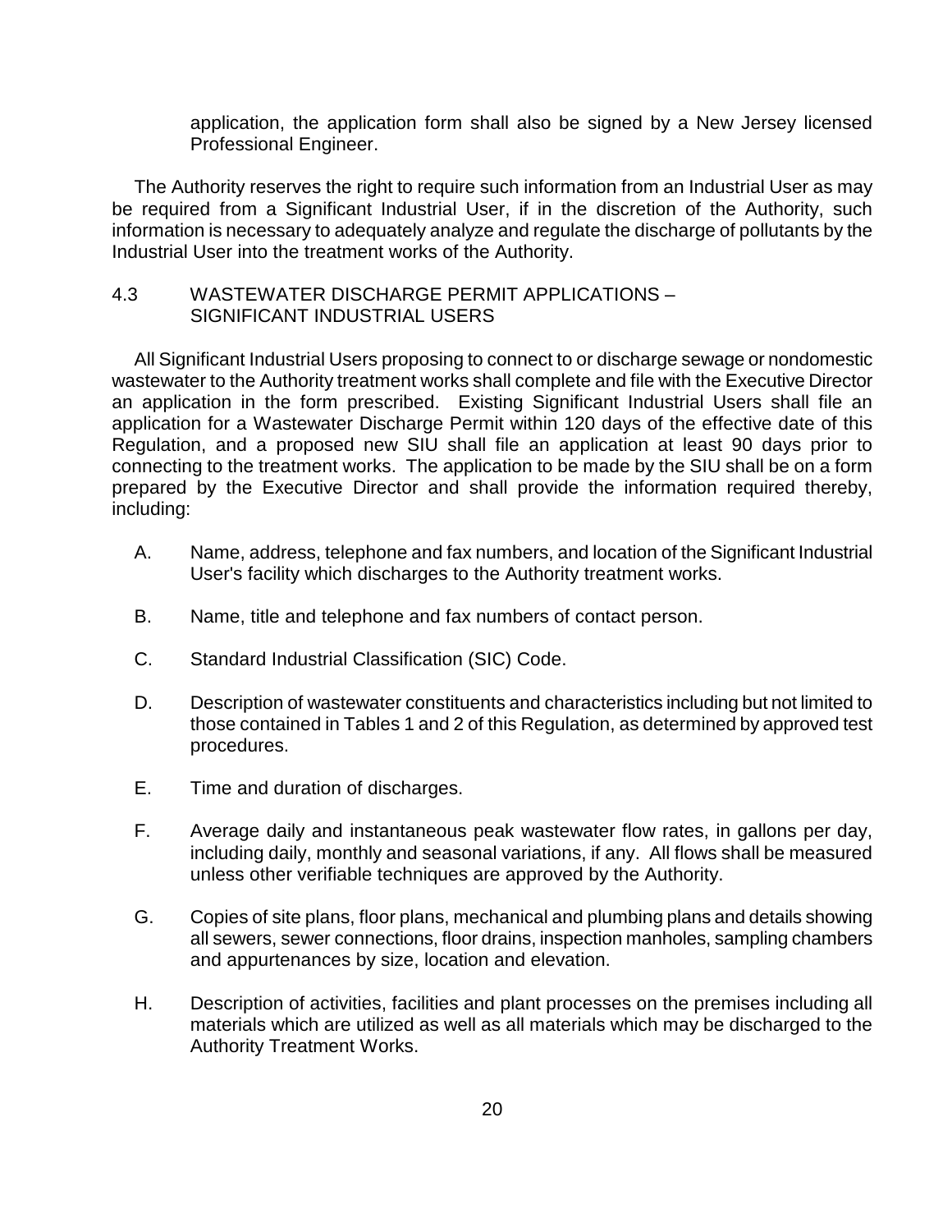application, the application form shall also be signed by a New Jersey licensed Professional Engineer.

The Authority reserves the right to require such information from an Industrial User as may be required from a Significant Industrial User, if in the discretion of the Authority, such information is necessary to adequately analyze and regulate the discharge of pollutants by the Industrial User into the treatment works of the Authority.

## 4.3 WASTEWATER DISCHARGE PERMIT APPLICATIONS – SIGNIFICANT INDUSTRIAL USERS

All Significant Industrial Users proposing to connect to or discharge sewage or nondomestic wastewater to the Authority treatment works shall complete and file with the Executive Director an application in the form prescribed. Existing Significant Industrial Users shall file an application for a Wastewater Discharge Permit within 120 days of the effective date of this Regulation, and a proposed new SIU shall file an application at least 90 days prior to connecting to the treatment works. The application to be made by the SIU shall be on a form prepared by the Executive Director and shall provide the information required thereby, including:

A. Name, address, telephone and fax numbers, and location of the Significant Industrial User's facility which discharges to the Authority treatment works.

B. Name, title and telephone and fax numbers of contact person.

C. Standard Industrial Classification (SIC) Code.

D. Description of wastewater constituents and characteristics including but not limited to those contained in Tables 1 and 2 of this Regulation, as determined by approved test procedures.

E. Time and duration of discharges.

F. Average daily and instantaneous peak wastewater flow rates, in gallons per day, including daily, monthly and seasonal variations, if any. All flows shall be measured unless other verifiable techniques are approved by the Authority.

G. Copies of site plans, floor plans, mechanical and plumbing plans and details showing all sewers, sewer connections, floor drains, inspection manholes, sampling chambers and appurtenances by size, location and elevation.

H. Description of activities, facilities and plant processes on the premises including all materials which are utilized as well as all materials which may be discharged to the Authority Treatment Works.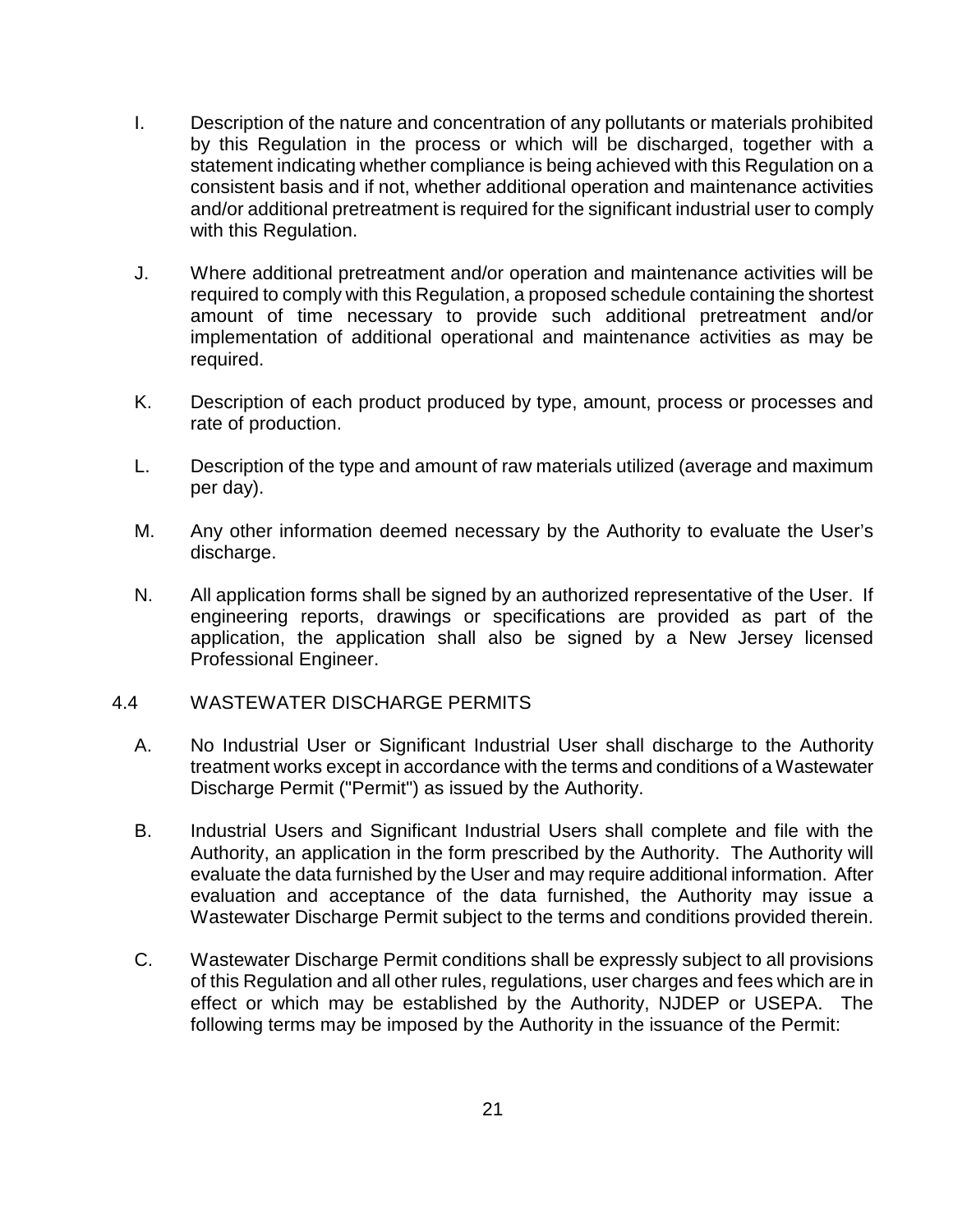I. Description of the nature and concentration of any pollutants or materials prohibited by this Regulation in the process or which will be discharged, together with a statement indicating whether compliance is being achieved with this Regulation on a consistent basis and if not, whether additional operation and maintenance activities and/or additional pretreatment is required for the significant industrial user to comply with this Regulation.

J. Where additional pretreatment and/or operation and maintenance activities will be required to comply with this Regulation, a proposed schedule containing the shortest amount of time necessary to provide such additional pretreatment and/or implementation of additional operational and maintenance activities as may be required.

K. Description of each product produced by type, amount, process or processes and rate of production.

L. Description of the type and amount of raw materials utilized (average and maximum per day).

M. Any other information deemed necessary by the Authority to evaluate the User's discharge.

N. All application forms shall be signed by an authorized representative of the User. If engineering reports, drawings or specifications are provided as part of the application, the application shall also be signed by a New Jersey licensed Professional Engineer.

## 4.4 WASTEWATER DISCHARGE PERMITS

A. No Industrial User or Significant Industrial User shall discharge to the Authority treatment works except in accordance with the terms and conditions of a Wastewater Discharge Permit ("Permit") as issued by the Authority.

B. Industrial Users and Significant Industrial Users shall complete and file with the Authority, an application in the form prescribed by the Authority. The Authority will evaluate the data furnished by the User and may require additional information. After evaluation and acceptance of the data furnished, the Authority may issue a Wastewater Discharge Permit subject to the terms and conditions provided therein.

C. Wastewater Discharge Permit conditions shall be expressly subject to all provisions of this Regulation and all other rules, regulations, user charges and fees which are in effect or which may be established by the Authority, NJDEP or USEPA. The following terms may be imposed by the Authority in the issuance of the Permit: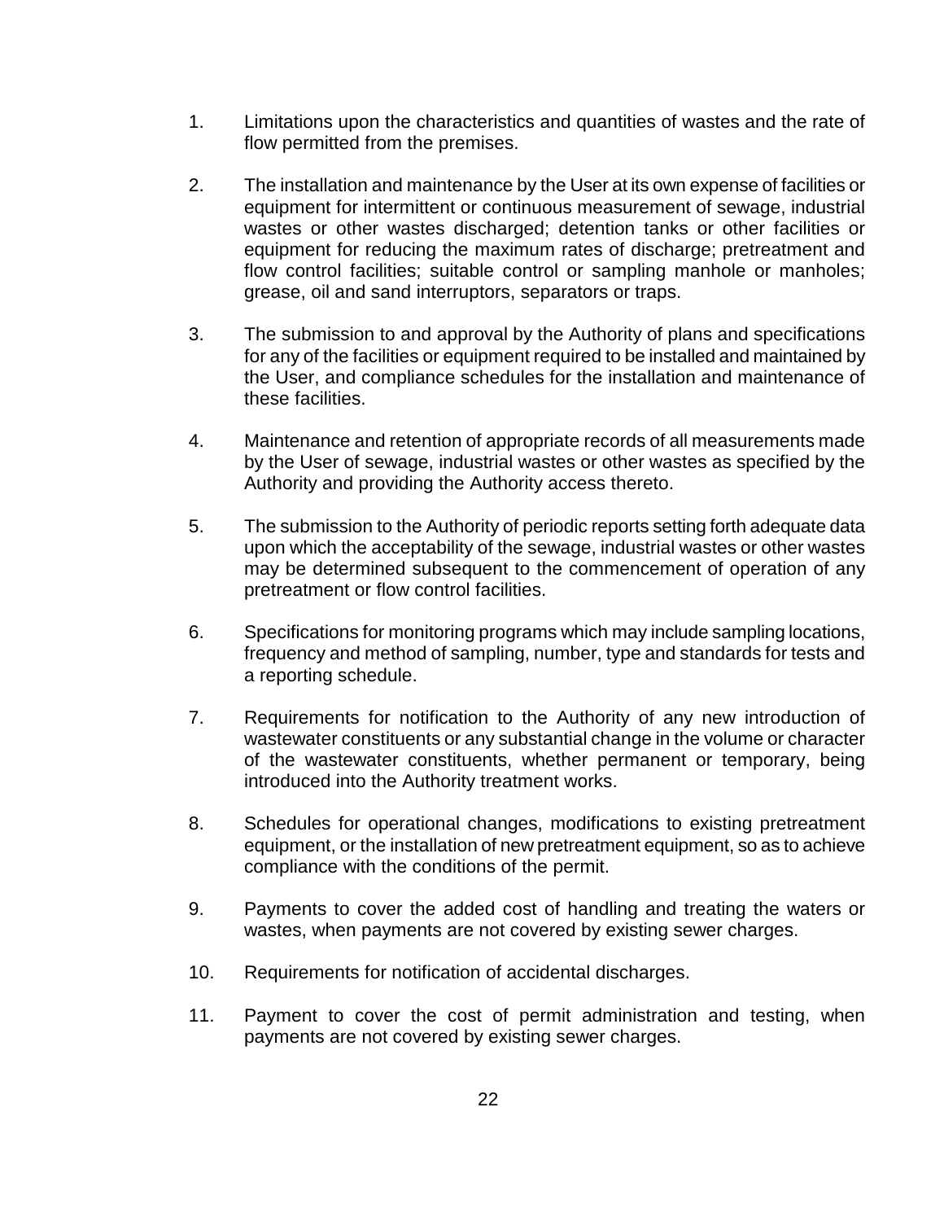1. Limitations upon the characteristics and quantities of wastes and the rate of flow permitted from the premises.

2. The installation and maintenance by the User at its own expense of facilities or equipment for intermittent or continuous measurement of sewage, industrial wastes or other wastes discharged; detention tanks or other facilities or equipment for reducing the maximum rates of discharge; pretreatment and flow control facilities; suitable control or sampling manhole or manholes; grease, oil and sand interruptors, separators or traps.

3. The submission to and approval by the Authority of plans and specifications for any of the facilities or equipment required to be installed and maintained by the User, and compliance schedules for the installation and maintenance of these facilities.

4. Maintenance and retention of appropriate records of all measurements made by the User of sewage, industrial wastes or other wastes as specified by the Authority and providing the Authority access thereto.

5. The submission to the Authority of periodic reports setting forth adequate data upon which the acceptability of the sewage, industrial wastes or other wastes may be determined subsequent to the commencement of operation of any pretreatment or flow control facilities.

6. Specifications for monitoring programs which may include sampling locations, frequency and method of sampling, number, type and standards for tests and a reporting schedule.

7. Requirements for notification to the Authority of any new introduction of wastewater constituents or any substantial change in the volume or character of the wastewater constituents, whether permanent or temporary, being introduced into the Authority treatment works.

8. Schedules for operational changes, modifications to existing pretreatment equipment, or the installation of new pretreatment equipment, so as to achieve compliance with the conditions of the permit.

9. Payments to cover the added cost of handling and treating the waters or wastes, when payments are not covered by existing sewer charges.

10. Requirements for notification of accidental discharges.

11. Payment to cover the cost of permit administration and testing, when payments are not covered by existing sewer charges.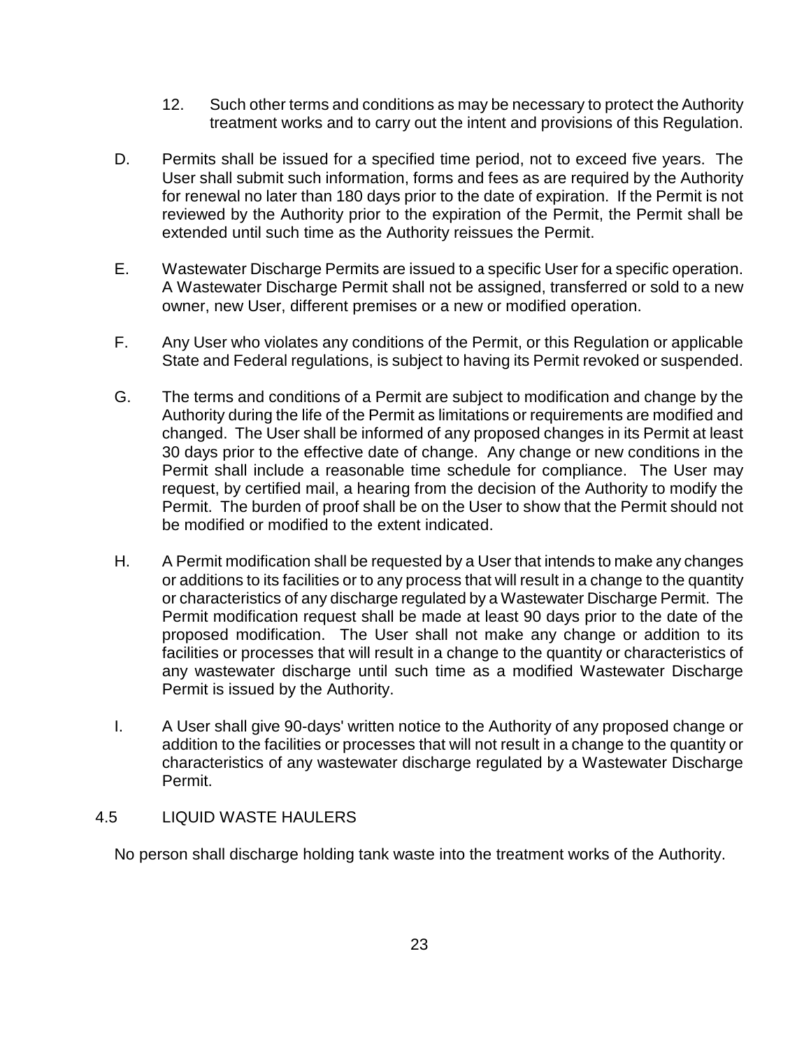12. Such other terms and conditions as may be necessary to protect the Authority treatment works and to carry out the intent and provisions of this Regulation.

D. Permits shall be issued for a specified time period, not to exceed five years. The User shall submit such information, forms and fees as are required by the Authority for renewal no later than 180 days prior to the date of expiration. If the Permit is not reviewed by the Authority prior to the expiration of the Permit, the Permit shall be extended until such time as the Authority reissues the Permit.

E. Wastewater Discharge Permits are issued to a specific User for a specific operation. A Wastewater Discharge Permit shall not be assigned, transferred or sold to a new owner, new User, different premises or a new or modified operation.

F. Any User who violates any conditions of the Permit, or this Regulation or applicable State and Federal regulations, is subject to having its Permit revoked or suspended.

G. The terms and conditions of a Permit are subject to modification and change by the Authority during the life of the Permit as limitations or requirements are modified and changed. The User shall be informed of any proposed changes in its Permit at least 30 days prior to the effective date of change. Any change or new conditions in the Permit shall include a reasonable time schedule for compliance. The User may request, by certified mail, a hearing from the decision of the Authority to modify the Permit. The burden of proof shall be on the User to show that the Permit should not be modified or modified to the extent indicated.

H. A Permit modification shall be requested by a User that intends to make any changes or additions to its facilities or to any process that will result in a change to the quantity or characteristics of any discharge regulated by a Wastewater Discharge Permit. The Permit modification request shall be made at least 90 days prior to the date of the proposed modification. The User shall not make any change or addition to its facilities or processes that will result in a change to the quantity or characteristics of any wastewater discharge until such time as a modified Wastewater Discharge Permit is issued by the Authority.

I. A User shall give 90-days' written notice to the Authority of any proposed change or addition to the facilities or processes that will not result in a change to the quantity or characteristics of any wastewater discharge regulated by a Wastewater Discharge Permit.

## 4.5 LIQUID WASTE HAULERS

No person shall discharge holding tank waste into the treatment works of the Authority.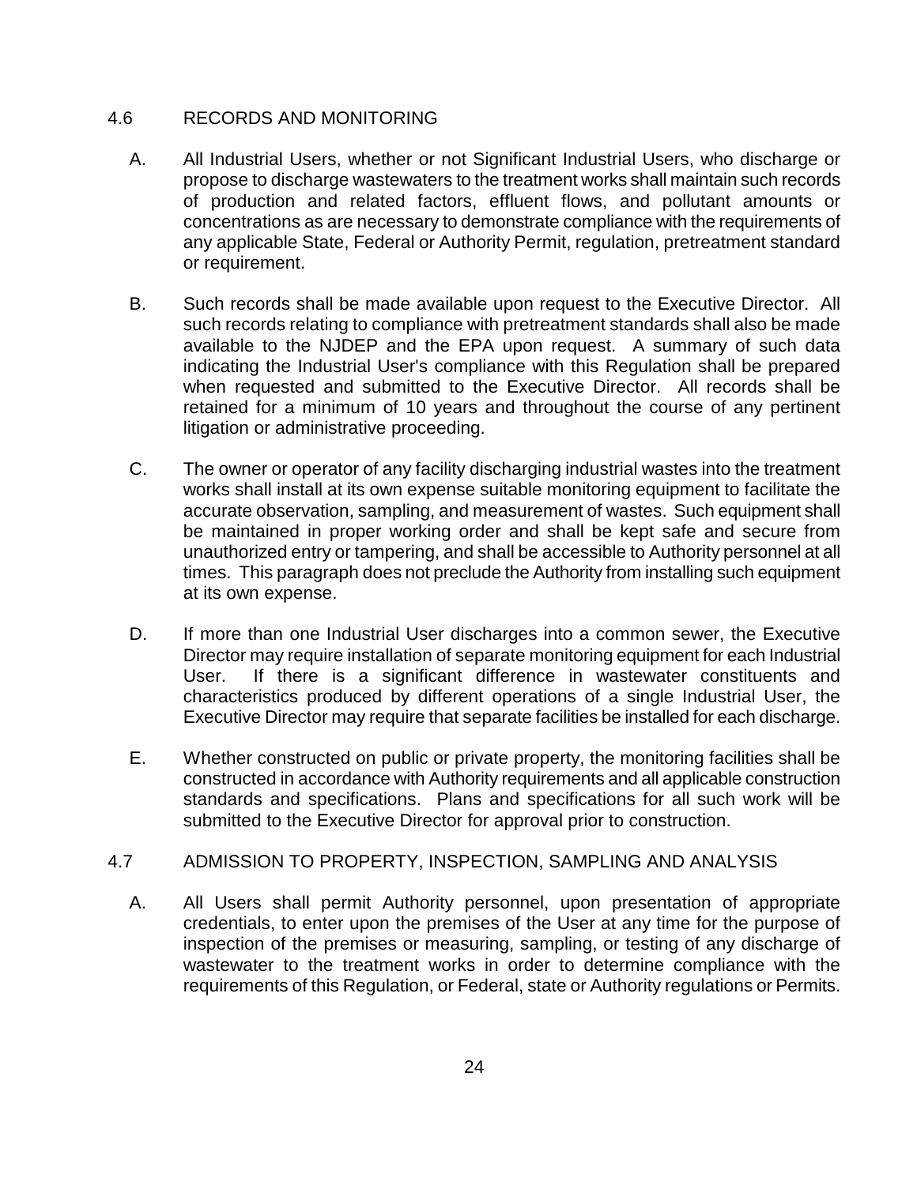## 4.6 RECORDS AND MONITORING

A. All Industrial Users, whether or not Significant Industrial Users, who discharge or propose to discharge wastewaters to the treatment works shall maintain such records of production and related factors, effluent flows, and pollutant amounts or concentrations as are necessary to demonstrate compliance with the requirements of any applicable State, Federal or Authority Permit, regulation, pretreatment standard or requirement.

B. Such records shall be made available upon request to the Executive Director. All such records relating to compliance with pretreatment standards shall also be made available to the NJDEP and the EPA upon request. A summary of such data indicating the Industrial User's compliance with this Regulation shall be prepared when requested and submitted to the Executive Director. All records shall be retained for a minimum of 10 years and throughout the course of any pertinent litigation or administrative proceeding.

C. The owner or operator of any facility discharging industrial wastes into the treatment works shall install at its own expense suitable monitoring equipment to facilitate the accurate observation, sampling, and measurement of wastes. Such equipment shall be maintained in proper working order and shall be kept safe and secure from unauthorized entry or tampering, and shall be accessible to Authority personnel at all times. This paragraph does not preclude the Authority from installing such equipment at its own expense.

D. If more than one Industrial User discharges into a common sewer, the Executive Director may require installation of separate monitoring equipment for each Industrial User. If there is a significant difference in wastewater constituents and characteristics produced by different operations of a single Industrial User, the Executive Director may require that separate facilities be installed for each discharge.

E. Whether constructed on public or private property, the monitoring facilities shall be constructed in accordance with Authority requirements and all applicable construction standards and specifications. Plans and specifications for all such work will be submitted to the Executive Director for approval prior to construction.

## 4.7 ADMISSION TO PROPERTY, INSPECTION, SAMPLING AND ANALYSIS

A. All Users shall permit Authority personnel, upon presentation of appropriate credentials, to enter upon the premises of the User at any time for the purpose of inspection of the premises or measuring, sampling, or testing of any discharge of wastewater to the treatment works in order to determine compliance with the requirements of this Regulation, or Federal, state or Authority regulations or Permits.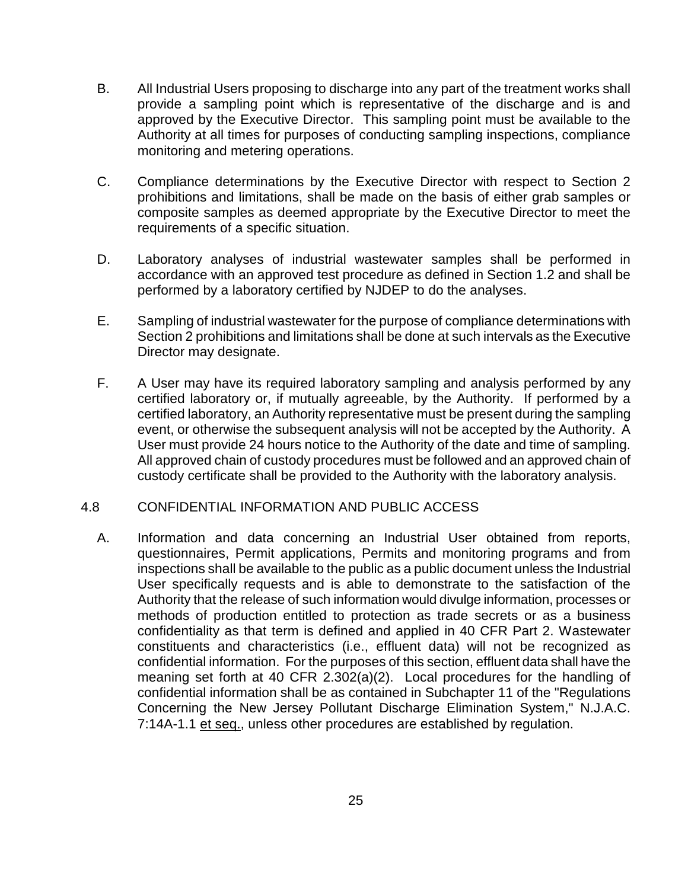B. All Industrial Users proposing to discharge into any part of the treatment works shall provide a sampling point which is representative of the discharge and is and approved by the Executive Director. This sampling point must be available to the Authority at all times for purposes of conducting sampling inspections, compliance monitoring and metering operations.

C. Compliance determinations by the Executive Director with respect to Section 2 prohibitions and limitations, shall be made on the basis of either grab samples or composite samples as deemed appropriate by the Executive Director to meet the requirements of a specific situation.

D. Laboratory analyses of industrial wastewater samples shall be performed in accordance with an approved test procedure as defined in Section 1.2 and shall be performed by a laboratory certified by NJDEP to do the analyses.

E. Sampling of industrial wastewater for the purpose of compliance determinations with Section 2 prohibitions and limitations shall be done at such intervals as the Executive Director may designate.

F. A User may have its required laboratory sampling and analysis performed by any certified laboratory or, if mutually agreeable, by the Authority. If performed by a certified laboratory, an Authority representative must be present during the sampling event, or otherwise the subsequent analysis will not be accepted by the Authority. A User must provide 24 hours notice to the Authority of the date and time of sampling. All approved chain of custody procedures must be followed and an approved chain of custody certificate shall be provided to the Authority with the laboratory analysis.

## 4.8 CONFIDENTIAL INFORMATION AND PUBLIC ACCESS

A. Information and data concerning an Industrial User obtained from reports, questionnaires, Permit applications, Permits and monitoring programs and from inspections shall be available to the public as a public document unless the Industrial User specifically requests and is able to demonstrate to the satisfaction of the Authority that the release of such information would divulge information, processes or methods of production entitled to protection as trade secrets or as a business confidentiality as that term is defined and applied in 40 CFR Part 2. Wastewater constituents and characteristics (i.e., effluent data) will not be recognized as confidential information. For the purposes of this section, effluent data shall have the meaning set forth at 40 CFR 2.302(a)(2). Local procedures for the handling of confidential information shall be as contained in Subchapter 11 of the "Regulations Concerning the New Jersey Pollutant Discharge Elimination System," N.J.A.C. 7:14A-1.1 et seq., unless other procedures are established by regulation.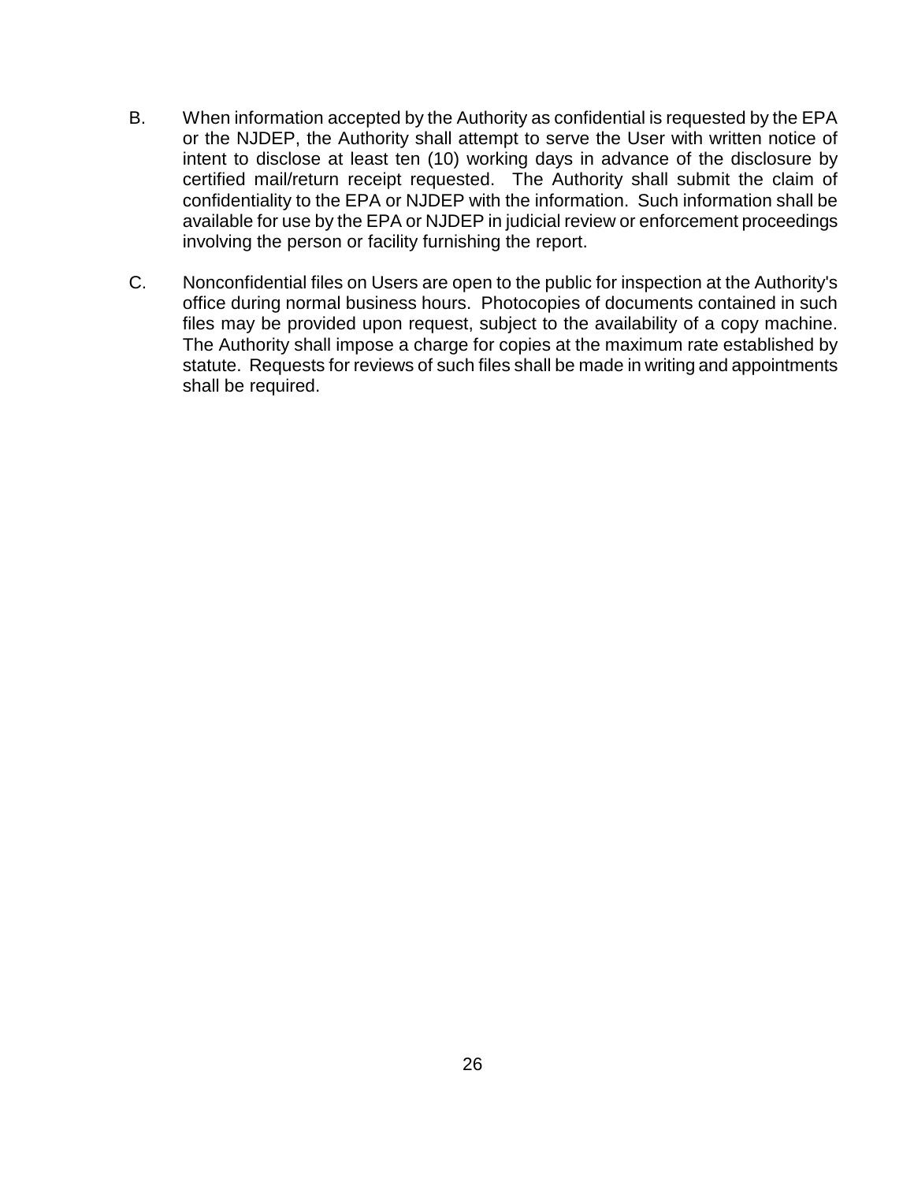B. When information accepted by the Authority as confidential is requested by the EPA or the NJDEP, the Authority shall attempt to serve the User with written notice of intent to disclose at least ten (10) working days in advance of the disclosure by certified mail/return receipt requested. The Authority shall submit the claim of confidentiality to the EPA or NJDEP with the information. Such information shall be available for use by the EPA or NJDEP in judicial review or enforcement proceedings involving the person or facility furnishing the report.

C. Nonconfidential files on Users are open to the public for inspection at the Authority's office during normal business hours. Photocopies of documents contained in such files may be provided upon request, subject to the availability of a copy machine. The Authority shall impose a charge for copies at the maximum rate established by statute. Requests for reviews of such files shall be made in writing and appointments shall be required.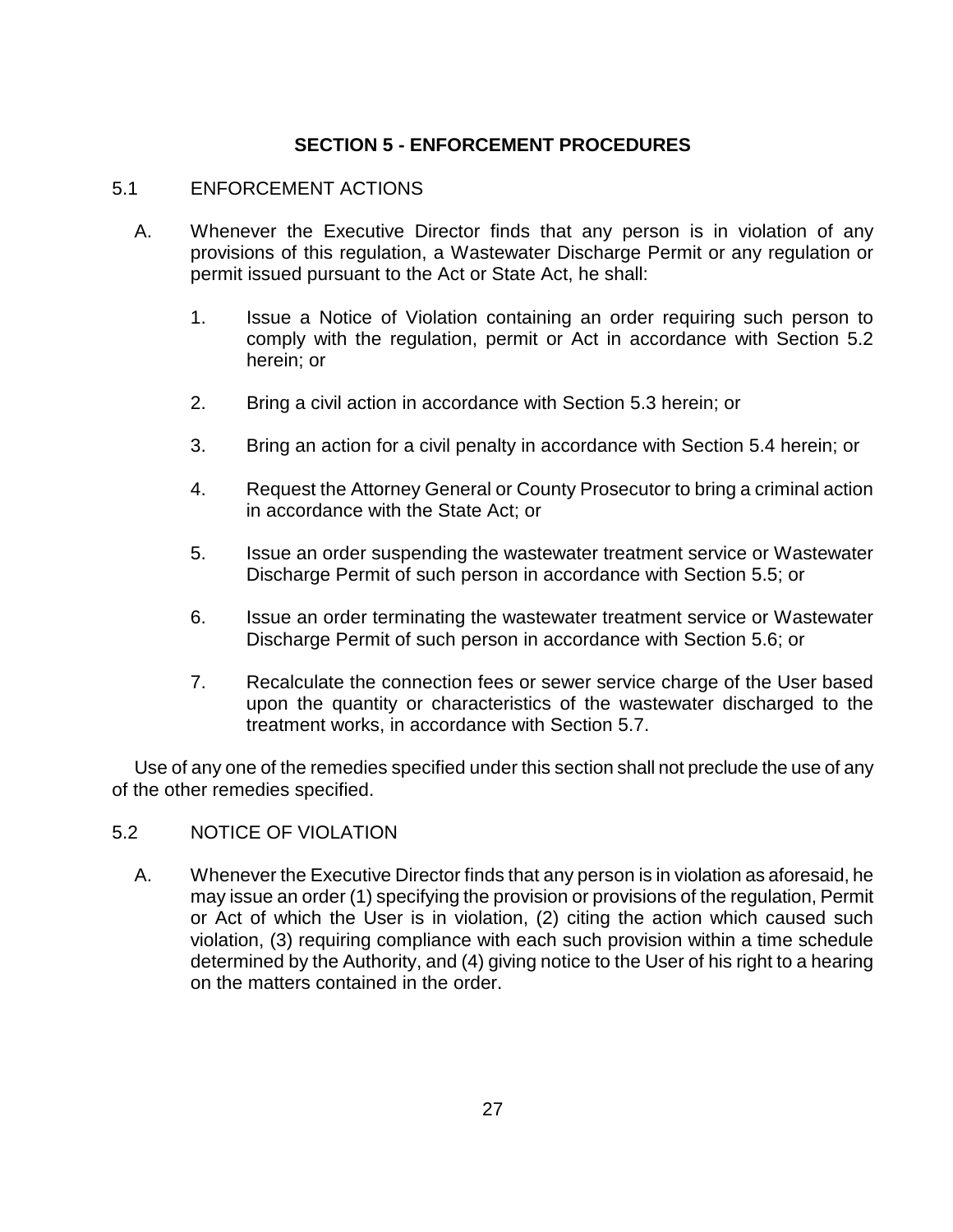## SECTION 5 - ENFORCEMENT PROCEDURES

### 5.1 ENFORCEMENT ACTIONS

A. Whenever the Executive Director finds that any person is in violation of any provisions of this regulation, a Wastewater Discharge Permit or any regulation or permit issued pursuant to the Act or State Act, he shall:

1. Issue a Notice of Violation containing an order requiring such person to comply with the regulation, permit or Act in accordance with Section 5.2 herein; or

2. Bring a civil action in accordance with Section 5.3 herein; or

3. Bring an action for a civil penalty in accordance with Section 5.4 herein; or

4. Request the Attorney General or County Prosecutor to bring a criminal action in accordance with the State Act; or

5. Issue an order suspending the wastewater treatment service or Wastewater Discharge Permit of such person in accordance with Section 5.5; or

6. Issue an order terminating the wastewater treatment service or Wastewater Discharge Permit of such person in accordance with Section 5.6; or

7. Recalculate the connection fees or sewer service charge of the User based upon the quantity or characteristics of the wastewater discharged to the treatment works, in accordance with Section 5.7.

Use of any one of the remedies specified under this section shall not preclude the use of any of the other remedies specified.

### 5.2 NOTICE OF VIOLATION

A. Whenever the Executive Director finds that any person is in violation as aforesaid, he may issue an order (1) specifying the provision or provisions of the regulation, Permit or Act of which the User is in violation, (2) citing the action which caused such violation, (3) requiring compliance with each such provision within a time schedule determined by the Authority, and (4) giving notice to the User of his right to a hearing on the matters contained in the order.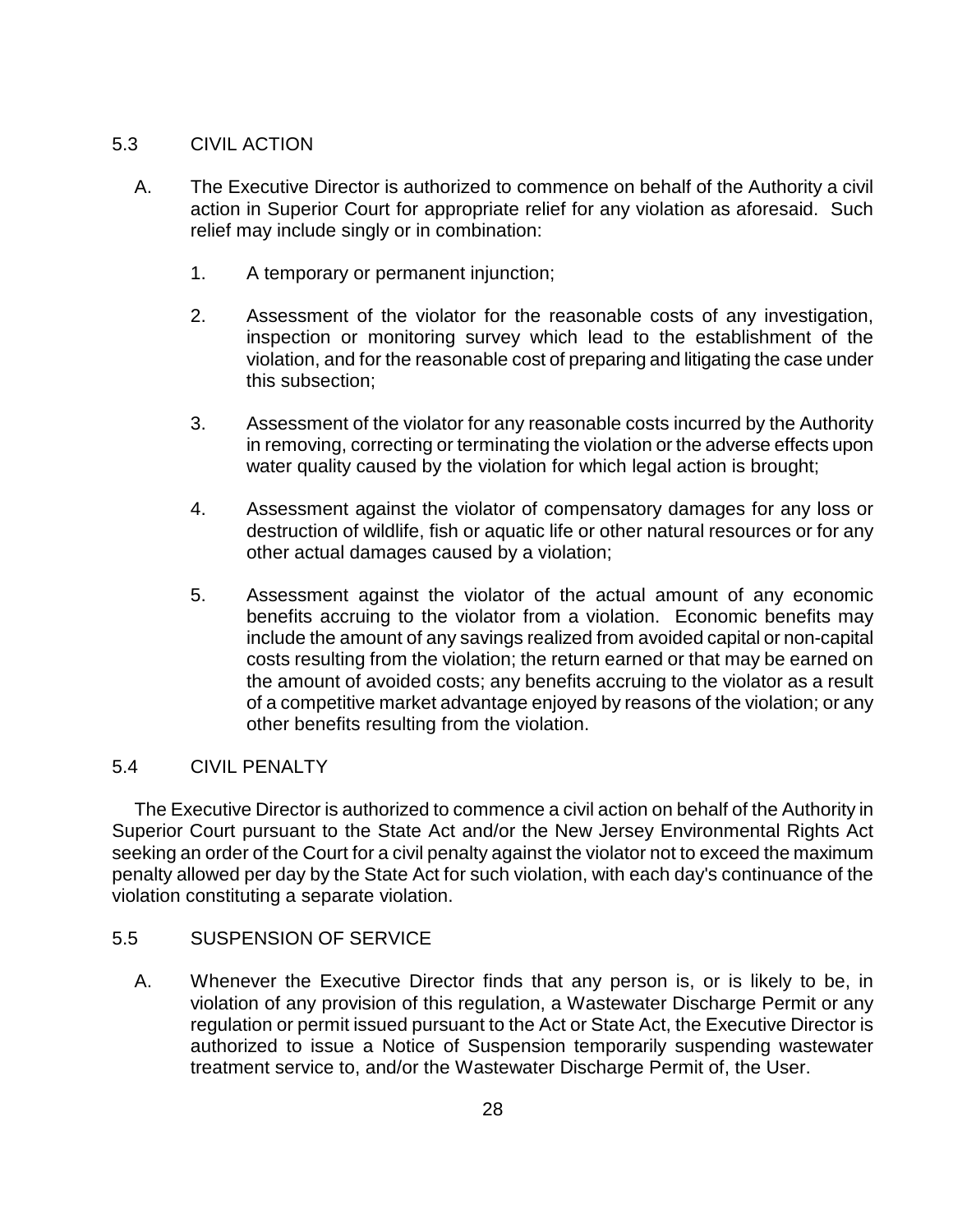## 5.3 CIVIL ACTION

A. The Executive Director is authorized to commence on behalf of the Authority a civil action in Superior Court for appropriate relief for any violation as aforesaid. Such relief may include singly or in combination:

1. A temporary or permanent injunction;

2. Assessment of the violator for the reasonable costs of any investigation, inspection or monitoring survey which lead to the establishment of the violation, and for the reasonable cost of preparing and litigating the case under this subsection;

3. Assessment of the violator for any reasonable costs incurred by the Authority in removing, correcting or terminating the violation or the adverse effects upon water quality caused by the violation for which legal action is brought;

4. Assessment against the violator of compensatory damages for any loss or destruction of wildlife, fish or aquatic life or other natural resources or for any other actual damages caused by a violation;

5. Assessment against the violator of the actual amount of any economic benefits accruing to the violator from a violation. Economic benefits may include the amount of any savings realized from avoided capital or non-capital costs resulting from the violation; the return earned or that may be earned on the amount of avoided costs; any benefits accruing to the violator as a result of a competitive market advantage enjoyed by reasons of the violation; or any other benefits resulting from the violation.

## 5.4 CIVIL PENALTY

The Executive Director is authorized to commence a civil action on behalf of the Authority in Superior Court pursuant to the State Act and/or the New Jersey Environmental Rights Act seeking an order of the Court for a civil penalty against the violator not to exceed the maximum penalty allowed per day by the State Act for such violation, with each day's continuance of the violation constituting a separate violation.

## 5.5 SUSPENSION OF SERVICE

A. Whenever the Executive Director finds that any person is, or is likely to be, in violation of any provision of this regulation, a Wastewater Discharge Permit or any regulation or permit issued pursuant to the Act or State Act, the Executive Director is authorized to issue a Notice of Suspension temporarily suspending wastewater treatment service to, and/or the Wastewater Discharge Permit of, the User.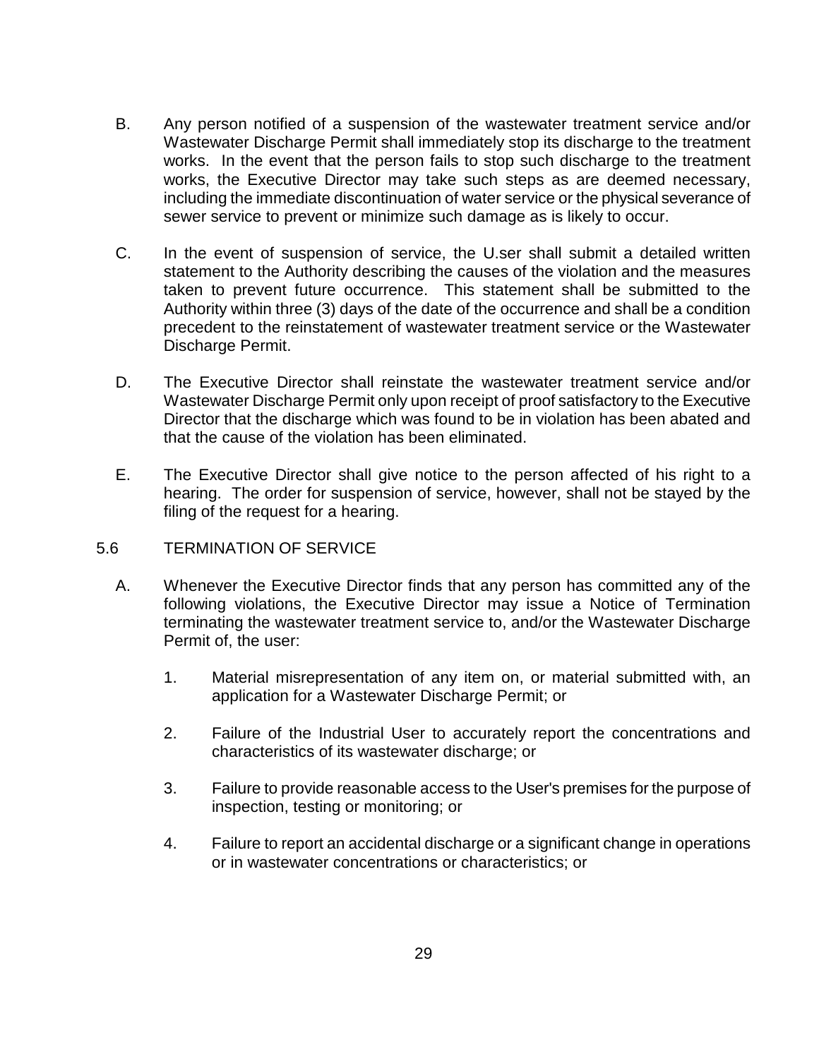B. Any person notified of a suspension of the wastewater treatment service and/or Wastewater Discharge Permit shall immediately stop its discharge to the treatment works. In the event that the person fails to stop such discharge to the treatment works, the Executive Director may take such steps as are deemed necessary, including the immediate discontinuation of water service or the physical severance of sewer service to prevent or minimize such damage as is likely to occur.

C. In the event of suspension of service, the U.ser shall submit a detailed written statement to the Authority describing the causes of the violation and the measures taken to prevent future occurrence. This statement shall be submitted to the Authority within three (3) days of the date of the occurrence and shall be a condition precedent to the reinstatement of wastewater treatment service or the Wastewater Discharge Permit.

D. The Executive Director shall reinstate the wastewater treatment service and/or Wastewater Discharge Permit only upon receipt of proof satisfactory to the Executive Director that the discharge which was found to be in violation has been abated and that the cause of the violation has been eliminated.

E. The Executive Director shall give notice to the person affected of his right to a hearing. The order for suspension of service, however, shall not be stayed by the filing of the request for a hearing.

5.6 TERMINATION OF SERVICE

A. Whenever the Executive Director finds that any person has committed any of the following violations, the Executive Director may issue a Notice of Termination terminating the wastewater treatment service to, and/or the Wastewater Discharge Permit of, the user:

1. Material misrepresentation of any item on, or material submitted with, an application for a Wastewater Discharge Permit; or

2. Failure of the Industrial User to accurately report the concentrations and characteristics of its wastewater discharge; or

3. Failure to provide reasonable access to the User's premises for the purpose of inspection, testing or monitoring; or

4. Failure to report an accidental discharge or a significant change in operations or in wastewater concentrations or characteristics; or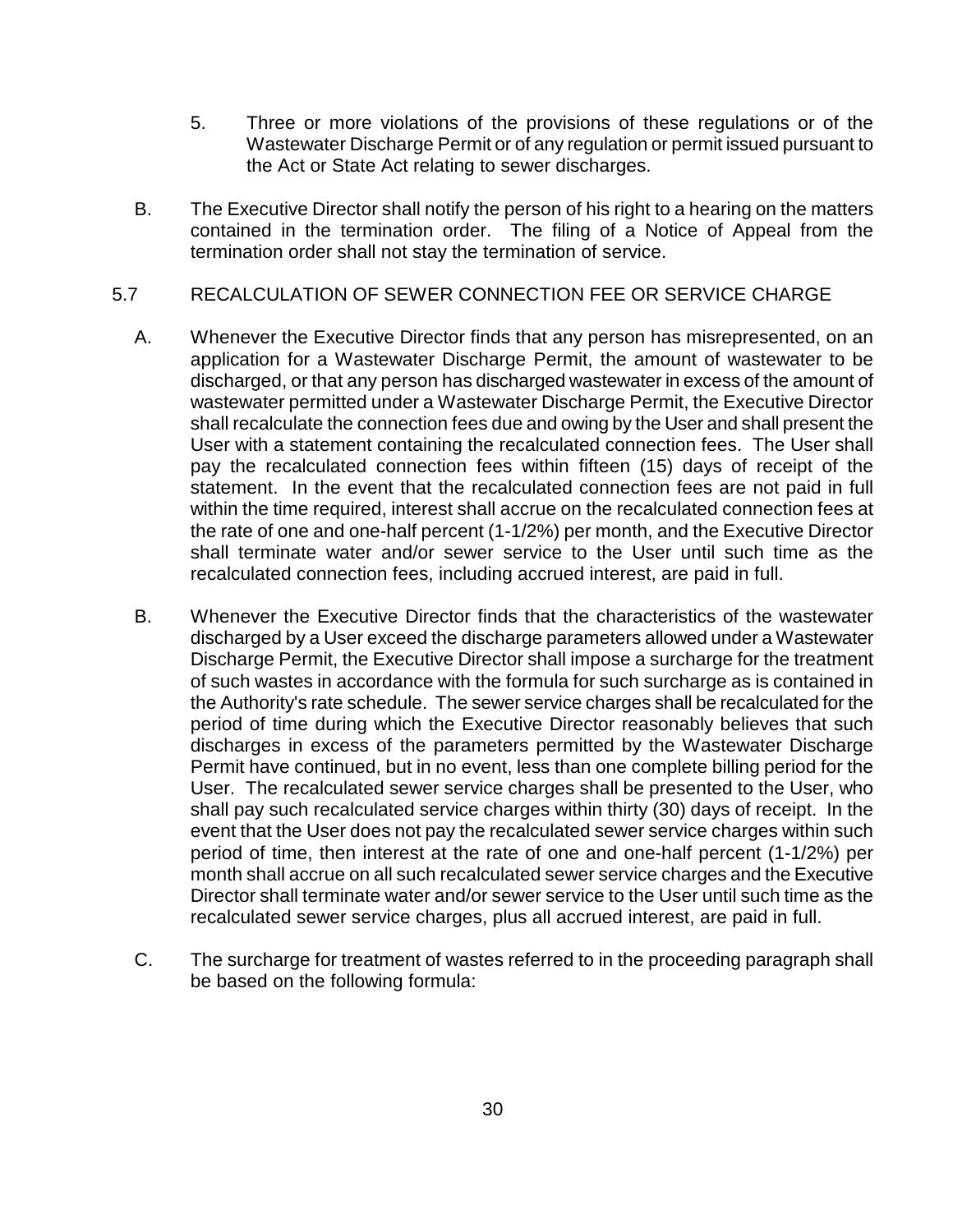5. Three or more violations of the provisions of these regulations or of the Wastewater Discharge Permit or of any regulation or permit issued pursuant to the Act or State Act relating to sewer discharges.

B. The Executive Director shall notify the person of his right to a hearing on the matters contained in the termination order. The filing of a Notice of Appeal from the termination order shall not stay the termination of service.

## 5.7 RECALCULATION OF SEWER CONNECTION FEE OR SERVICE CHARGE

A. Whenever the Executive Director finds that any person has misrepresented, on an application for a Wastewater Discharge Permit, the amount of wastewater to be discharged, or that any person has discharged wastewater in excess of the amount of wastewater permitted under a Wastewater Discharge Permit, the Executive Director shall recalculate the connection fees due and owing by the User and shall present the User with a statement containing the recalculated connection fees. The User shall pay the recalculated connection fees within fifteen (15) days of receipt of the statement. In the event that the recalculated connection fees are not paid in full within the time required, interest shall accrue on the recalculated connection fees at the rate of one and one-half percent (1-1/2%) per month, and the Executive Director shall terminate water and/or sewer service to the User until such time as the recalculated connection fees, including accrued interest, are paid in full.

B. Whenever the Executive Director finds that the characteristics of the wastewater discharged by a User exceed the discharge parameters allowed under a Wastewater Discharge Permit, the Executive Director shall impose a surcharge for the treatment of such wastes in accordance with the formula for such surcharge as is contained in the Authority's rate schedule. The sewer service charges shall be recalculated for the period of time during which the Executive Director reasonably believes that such discharges in excess of the parameters permitted by the Wastewater Discharge Permit have continued, but in no event, less than one complete billing period for the User. The recalculated sewer service charges shall be presented to the User, who shall pay such recalculated service charges within thirty (30) days of receipt. In the event that the User does not pay the recalculated sewer service charges within such period of time, then interest at the rate of one and one-half percent (1-1/2%) per month shall accrue on all such recalculated sewer service charges and the Executive Director shall terminate water and/or sewer service to the User until such time as the recalculated sewer service charges, plus all accrued interest, are paid in full.

C. The surcharge for treatment of wastes referred to in the proceeding paragraph shall be based on the following formula: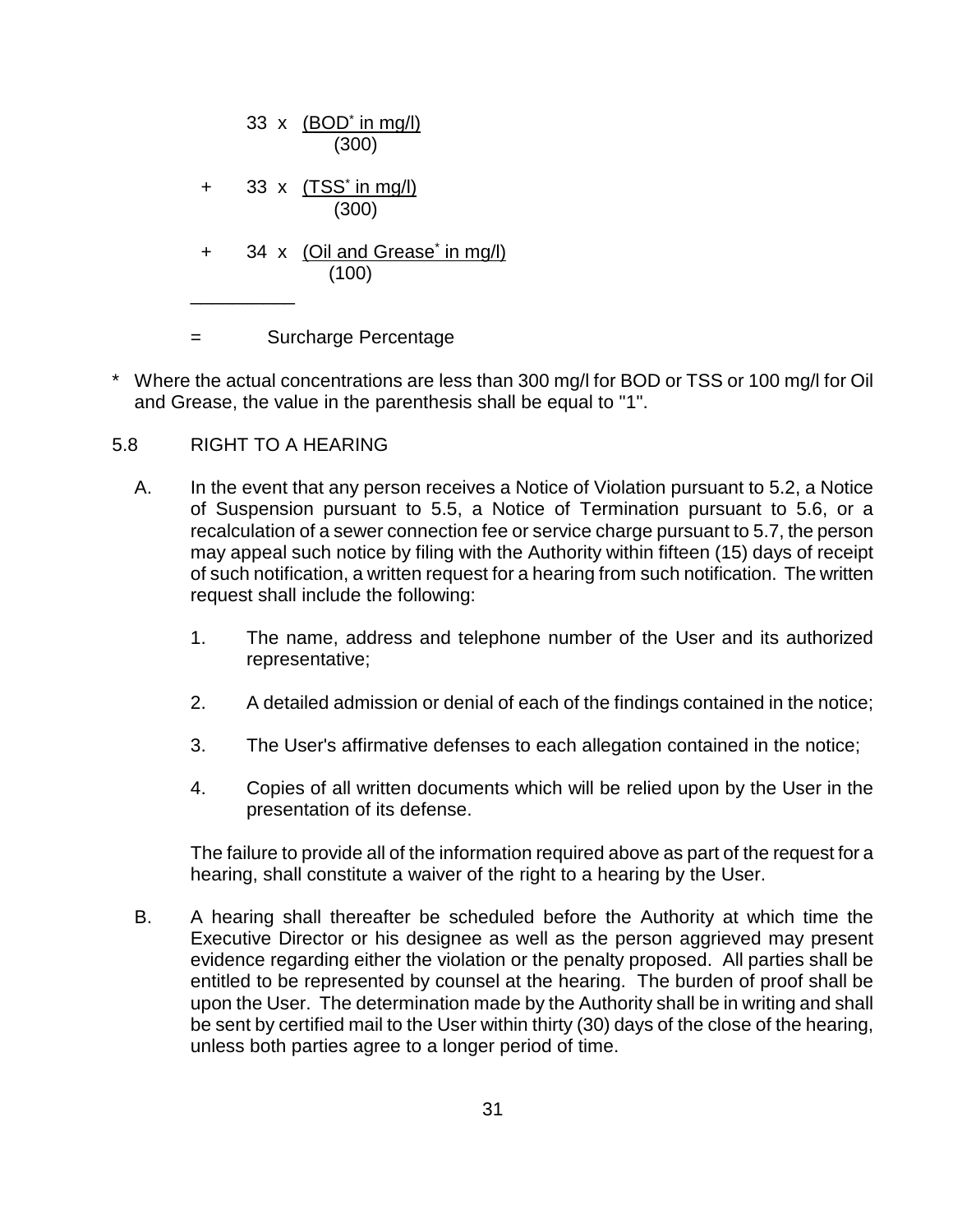$$
\begin{aligned}
& 33 \times \frac{(\text{BOD}^{*} \text{ in mg/l})}{(300)} \\
+ \; & 33 \times \frac{(\text{TSS}^{*} \text{ in mg/l})}{(300)} \\
+ \; & 34 \times \frac{(\text{Oil and Grease}^{*} \text{ in mg/l})}{(100)} \\
\hline
= \; & \text{Surcharge Percentage}
\end{aligned}
$$

\* Where the actual concentrations are less than 300 mg/l for BOD or TSS or 100 mg/l for Oil and Grease, the value in the parenthesis shall be equal to "1".

### 5.8 RIGHT TO A HEARING

A. In the event that any person receives a Notice of Violation pursuant to 5.2, a Notice of Suspension pursuant to 5.5, a Notice of Termination pursuant to 5.6, or a recalculation of a sewer connection fee or service charge pursuant to 5.7, the person may appeal such notice by filing with the Authority within fifteen (15) days of receipt of such notification, a written request for a hearing from such notification. The written request shall include the following:

1. The name, address and telephone number of the User and its authorized representative;

2. A detailed admission or denial of each of the findings contained in the notice;

3. The User's affirmative defenses to each allegation contained in the notice;

4. Copies of all written documents which will be relied upon by the User in the presentation of its defense.

The failure to provide all of the information required above as part of the request for a hearing, shall constitute a waiver of the right to a hearing by the User.

B. A hearing shall thereafter be scheduled before the Authority at which time the Executive Director or his designee as well as the person aggrieved may present evidence regarding either the violation or the penalty proposed. All parties shall be entitled to be represented by counsel at the hearing. The burden of proof shall be upon the User. The determination made by the Authority shall be in writing and shall be sent by certified mail to the User within thirty (30) days of the close of the hearing, unless both parties agree to a longer period of time.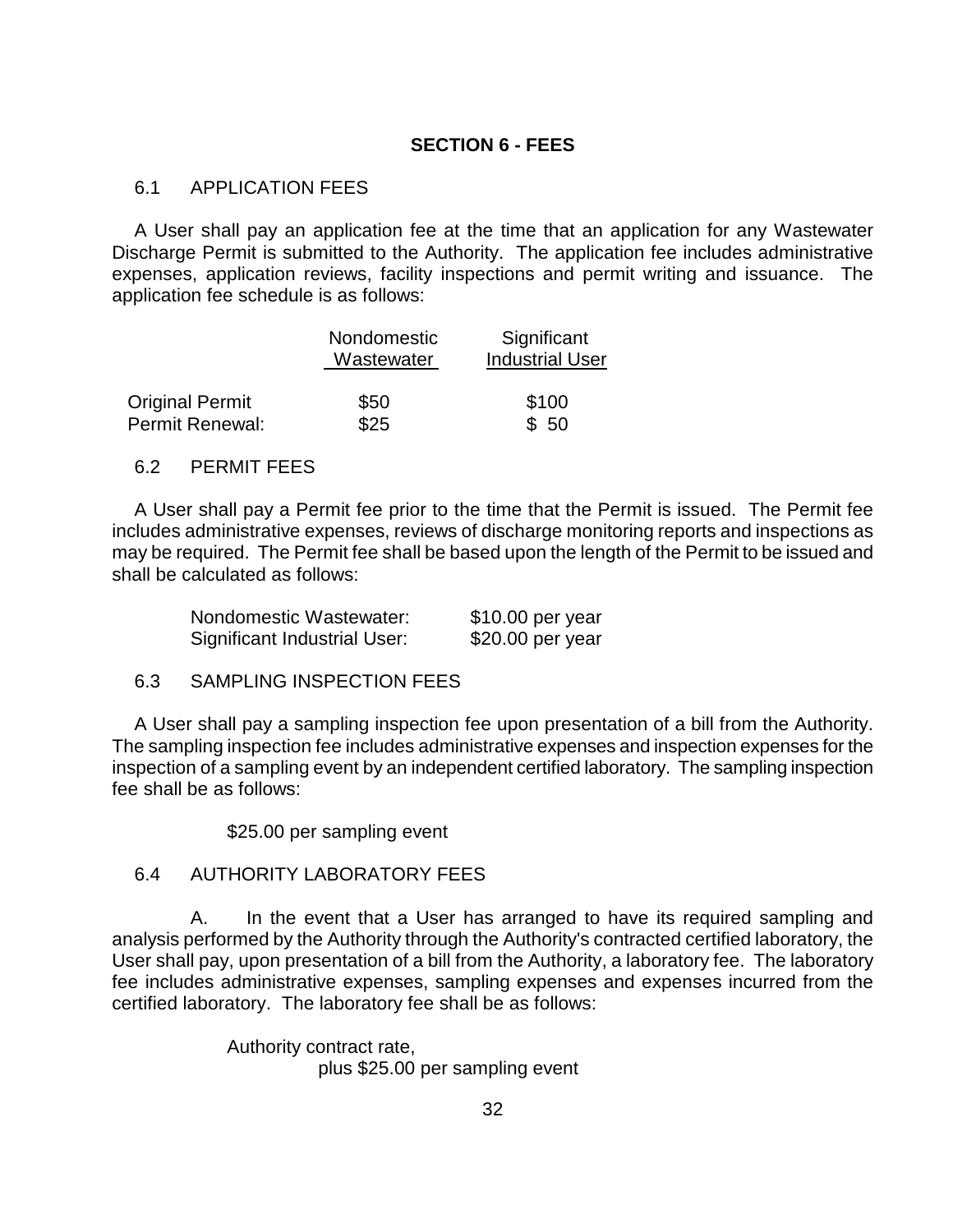## SECTION 6 - FEES

### 6.1 APPLICATION FEES

A User shall pay an application fee at the time that an application for any Wastewater Discharge Permit is submitted to the Authority. The application fee includes administrative expenses, application reviews, facility inspections and permit writing and issuance. The application fee schedule is as follows:

| | Nondomestic Wastewater | Significant Industrial User |
|---|---|---|
| Original Permit | $50 | $100 |
| Permit Renewal: | $25 | $ 50 |

### 6.2 PERMIT FEES

A User shall pay a Permit fee prior to the time that the Permit is issued. The Permit fee includes administrative expenses, reviews of discharge monitoring reports and inspections as may be required. The Permit fee shall be based upon the length of the Permit to be issued and shall be calculated as follows:

| | |
|---|---|
| Nondomestic Wastewater: | $10.00 per year |
| Significant Industrial User: | $20.00 per year |

### 6.3 SAMPLING INSPECTION FEES

A User shall pay a sampling inspection fee upon presentation of a bill from the Authority. The sampling inspection fee includes administrative expenses and inspection expenses for the inspection of a sampling event by an independent certified laboratory. The sampling inspection fee shall be as follows:

$25.00 per sampling event

### 6.4 AUTHORITY LABORATORY FEES

A. In the event that a User has arranged to have its required sampling and analysis performed by the Authority through the Authority's contracted certified laboratory, the User shall pay, upon presentation of a bill from the Authority, a laboratory fee. The laboratory fee includes administrative expenses, sampling expenses and expenses incurred from the certified laboratory. The laboratory fee shall be as follows:

Authority contract rate,
plus $25.00 per sampling event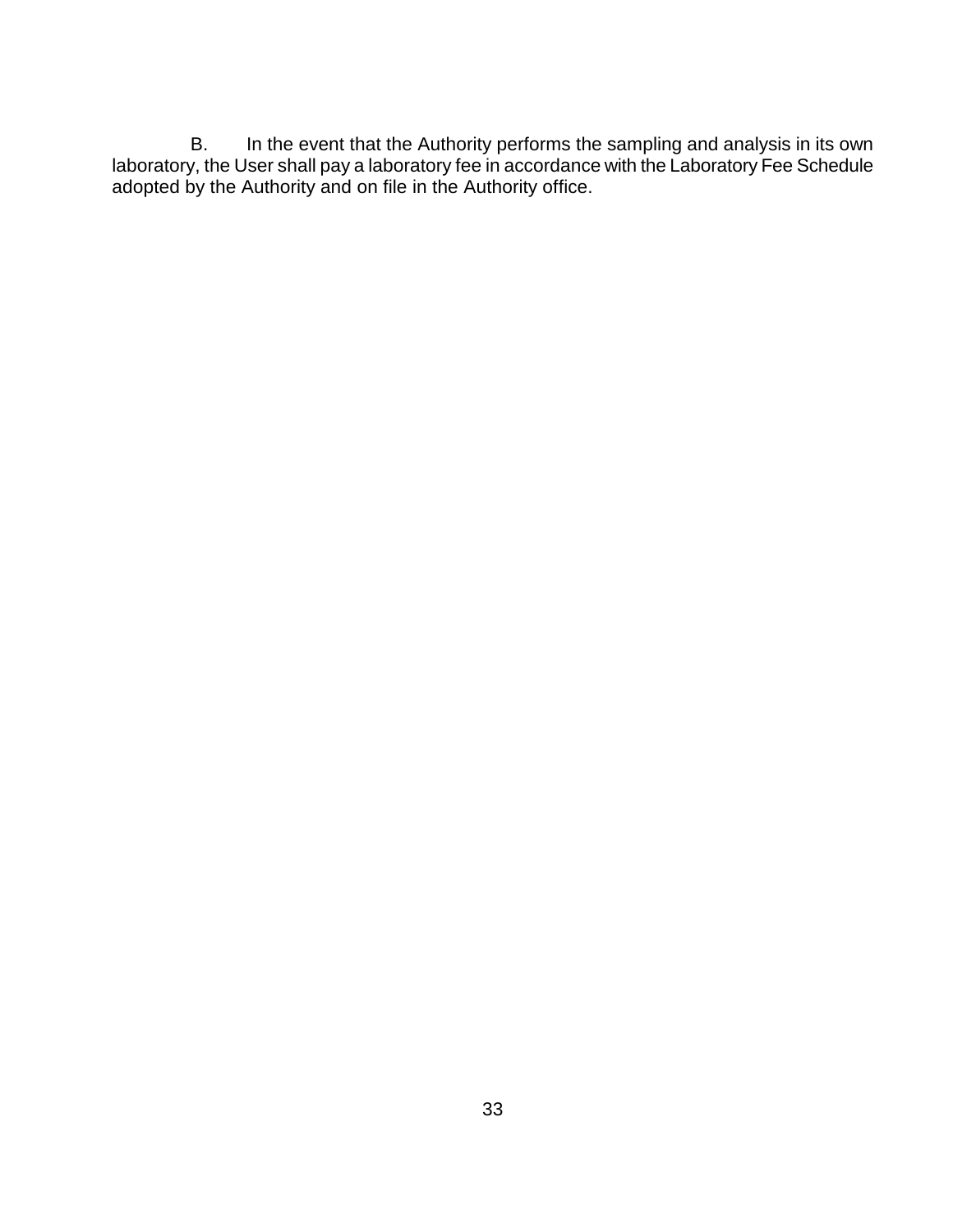B. In the event that the Authority performs the sampling and analysis in its own laboratory, the User shall pay a laboratory fee in accordance with the Laboratory Fee Schedule adopted by the Authority and on file in the Authority office.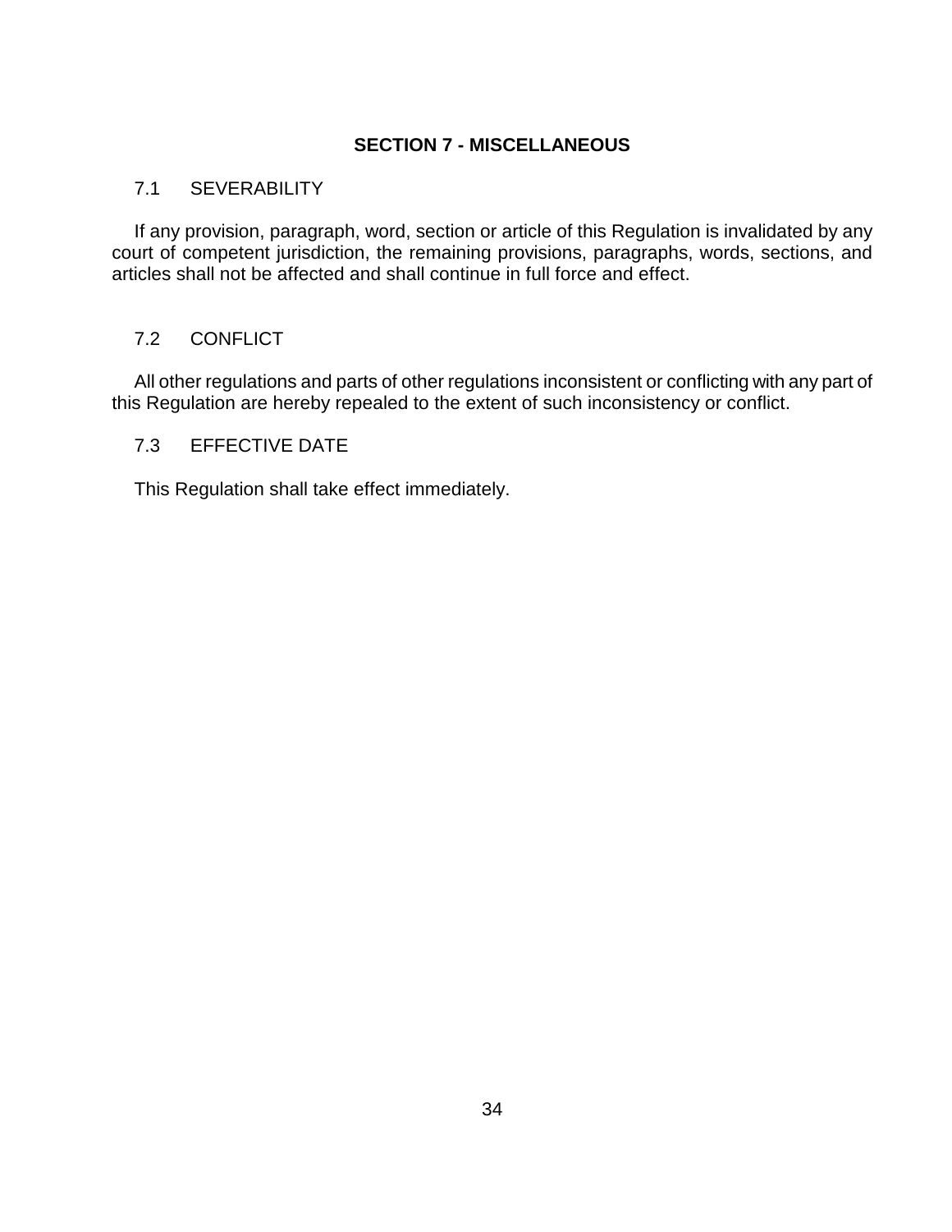## SECTION 7 - MISCELLANEOUS

### 7.1 SEVERABILITY

If any provision, paragraph, word, section or article of this Regulation is invalidated by any court of competent jurisdiction, the remaining provisions, paragraphs, words, sections, and articles shall not be affected and shall continue in full force and effect.

### 7.2 CONFLICT

All other regulations and parts of other regulations inconsistent or conflicting with any part of this Regulation are hereby repealed to the extent of such inconsistency or conflict.

### 7.3 EFFECTIVE DATE

This Regulation shall take effect immediately.